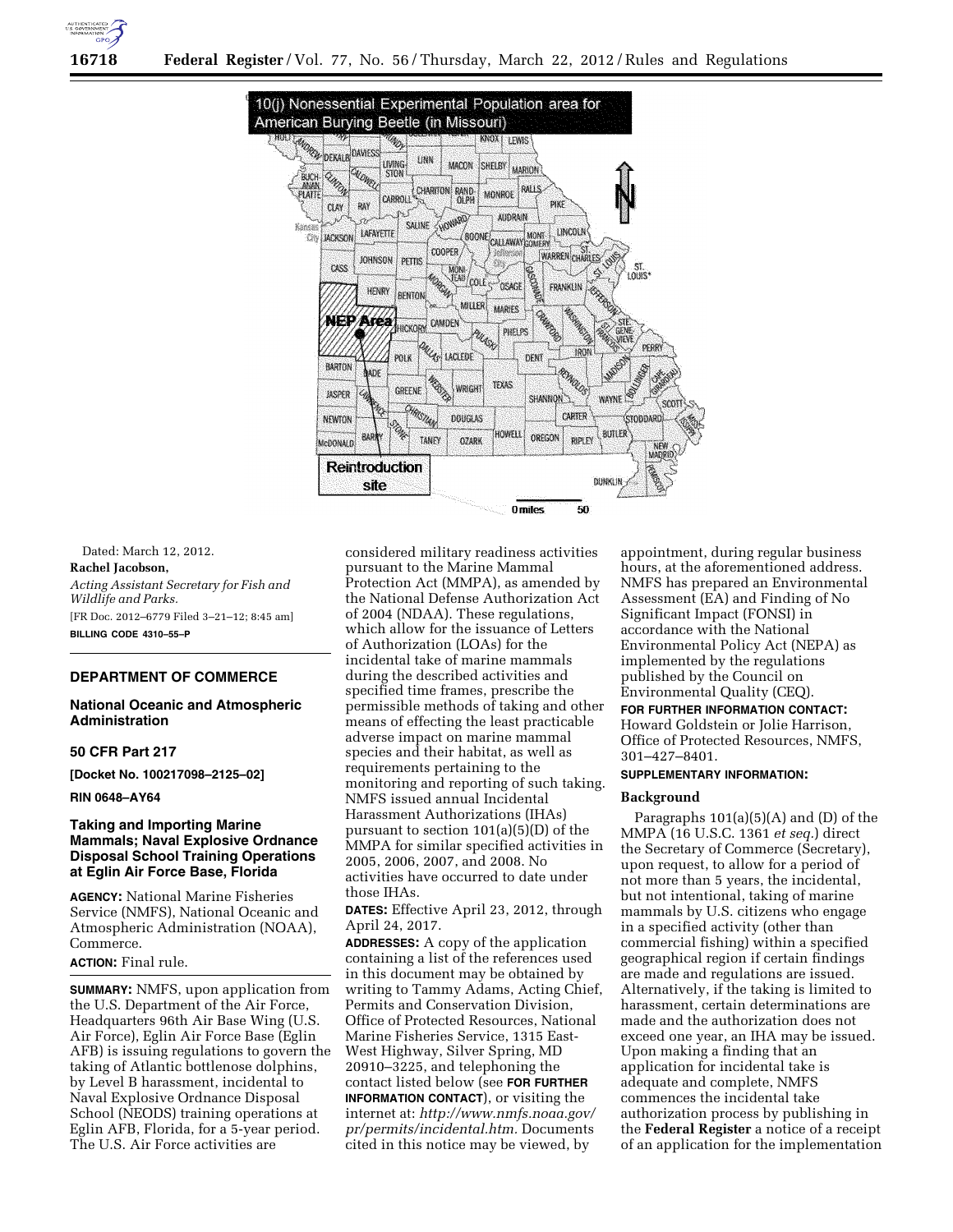10(j) Nonessential Experimental Population area for American Burying Beetle (in Missouri)

Dated: March 12, 2012.

**Rachel Jacobson,**

*Acting Assistant Secretary for Fish and Wildlife and Parks.*

[FR Doc. 2012–6779 Filed 3–21–12; 8:45 am]

**BILLING CODE 4310–55–P**

---

## DEPARTMENT OF COMMERCE

### National Oceanic and Atmospheric Administration

### 50 CFR Part 217

**[Docket No. 100217098–2125–02]**

**RIN 0648–AY64**

### Taking and Importing Marine Mammals; Naval Explosive Ordnance Disposal School Training Operations at Eglin Air Force Base, Florida

**AGENCY:** National Marine Fisheries Service (NMFS), National Oceanic and Atmospheric Administration (NOAA), Commerce.

**ACTION:** Final rule.

**SUMMARY:** NMFS, upon application from the U.S. Department of the Air Force, Headquarters 96th Air Base Wing (U.S. Air Force), Eglin Air Force Base (Eglin AFB) is issuing regulations to govern the taking of Atlantic bottlenose dolphins, by Level B harassment, incidental to Naval Explosive Ordnance Disposal School (NEODS) training operations at Eglin AFB, Florida, for a 5-year period. The U.S. Air Force activities are considered military readiness activities pursuant to the Marine Mammal Protection Act (MMPA), as amended by the National Defense Authorization Act of 2004 (NDAA). These regulations, which allow for the issuance of Letters of Authorization (LOAs) for the incidental take of marine mammals during the described activities and specified time frames, prescribe the permissible methods of taking and other means of effecting the least practicable adverse impact on marine mammal species and their habitat, as well as requirements pertaining to the monitoring and reporting of such taking. NMFS issued annual Incidental Harassment Authorizations (IHAs) pursuant to section 101(a)(5)(D) of the MMPA for similar specified activities in 2005, 2006, 2007, and 2008. No activities have occurred to date under those IHAs.

**DATES:** Effective April 23, 2012, through April 24, 2017.

**ADDRESSES:** A copy of the application containing a list of the references used in this document may be obtained by writing to Tammy Adams, Acting Chief, Permits and Conservation Division, Office of Protected Resources, National Marine Fisheries Service, 1315 East-West Highway, Silver Spring, MD 20910–3225, and telephoning the contact listed below (see **FOR FURTHER INFORMATION CONTACT**), or visiting the internet at: *http://www.nmfs.noaa.gov/pr/permits/incidental.htm.* Documents cited in this notice may be viewed, by appointment, during regular business hours, at the aforementioned address. NMFS has prepared an Environmental Assessment (EA) and Finding of No Significant Impact (FONSI) in accordance with the National Environmental Policy Act (NEPA) as implemented by the regulations published by the Council on Environmental Quality (CEQ).

**FOR FURTHER INFORMATION CONTACT:** Howard Goldstein or Jolie Harrison, Office of Protected Resources, NMFS, 301–427–8401.

**SUPPLEMENTARY INFORMATION:**

#### Background

Paragraphs 101(a)(5)(A) and (D) of the MMPA (16 U.S.C. 1361 *et seq.*) direct the Secretary of Commerce (Secretary), upon request, to allow for a period of not more than 5 years, the incidental, but not intentional, taking of marine mammals by U.S. citizens who engage in a specified activity (other than commercial fishing) within a specified geographical region if certain findings are made and regulations are issued. Alternatively, if the taking is limited to harassment, certain determinations are made and the authorization does not exceed one year, an IHA may be issued. Upon making a finding that an application for incidental take is adequate and complete, NMFS commences the incidental take authorization process by publishing in the **Federal Register** a notice of a receipt of an application for the implementation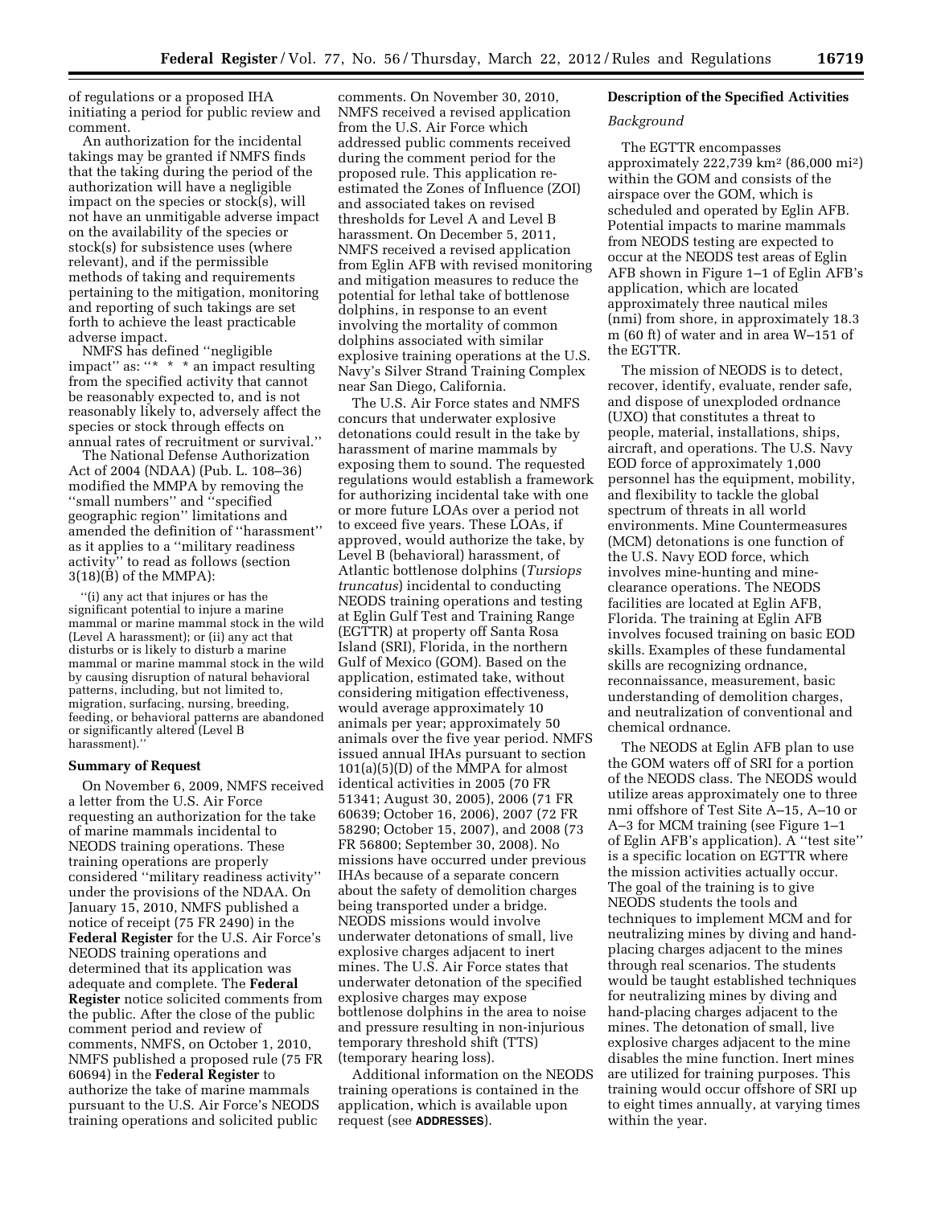of regulations or a proposed IHA initiating a period for public review and comment.

An authorization for the incidental takings may be granted if NMFS finds that the taking during the period of the authorization will have a negligible impact on the species or stock(s), will not have an unmitigable adverse impact on the availability of the species or stock(s) for subsistence uses (where relevant), and if the permissible methods of taking and requirements pertaining to the mitigation, monitoring and reporting of such takings are set forth to achieve the least practicable adverse impact.

NMFS has defined ''negligible impact'' as: ''* * * an impact resulting from the specified activity that cannot be reasonably expected to, and is not reasonably likely to, adversely affect the species or stock through effects on annual rates of recruitment or survival.''

The National Defense Authorization Act of 2004 (NDAA) (Pub. L. 108–36) modified the MMPA by removing the ''small numbers'' and ''specified geographic region'' limitations and amended the definition of ''harassment'' as it applies to a ''military readiness activity'' to read as follows (section 3(18)(B) of the MMPA):

> ''(i) any act that injures or has the significant potential to injure a marine mammal or marine mammal stock in the wild (Level A harassment); or (ii) any act that disturbs or is likely to disturb a marine mammal or marine mammal stock in the wild by causing disruption of natural behavioral patterns, including, but not limited to, migration, surfacing, nursing, breeding, feeding, or behavioral patterns are abandoned or significantly altered (Level B harassment).''

**Summary of Request**

On November 6, 2009, NMFS received a letter from the U.S. Air Force requesting an authorization for the take of marine mammals incidental to NEODS training operations. These training operations are properly considered ''military readiness activity'' under the provisions of the NDAA. On January 15, 2010, NMFS published a notice of receipt (75 FR 2490) in the **Federal Register** for the U.S. Air Force's NEODS training operations and determined that its application was adequate and complete. The **Federal Register** notice solicited comments from the public. After the close of the public comment period and review of comments, NMFS, on October 1, 2010, NMFS published a proposed rule (75 FR 60694) in the **Federal Register** to authorize the take of marine mammals pursuant to the U.S. Air Force's NEODS training operations and solicited public comments. On November 30, 2010, NMFS received a revised application from the U.S. Air Force which addressed public comments received during the comment period for the proposed rule. This application re-estimated the Zones of Influence (ZOI) and associated takes on revised thresholds for Level A and Level B harassment. On December 5, 2011, NMFS received a revised application from Eglin AFB with revised monitoring and mitigation measures to reduce the potential for lethal take of bottlenose dolphins, in response to an event involving the mortality of common dolphins associated with similar explosive training operations at the U.S. Navy's Silver Strand Training Complex near San Diego, California.

The U.S. Air Force states and NMFS concurs that underwater explosive detonations could result in the take by harassment of marine mammals by exposing them to sound. The requested regulations would establish a framework for authorizing incidental take with one or more future LOAs over a period not to exceed five years. These LOAs, if approved, would authorize the take, by Level B (behavioral) harassment, of Atlantic bottlenose dolphins (*Tursiops truncatus*) incidental to conducting NEODS training operations and testing at Eglin Gulf Test and Training Range (EGTTR) at property off Santa Rosa Island (SRI), Florida, in the northern Gulf of Mexico (GOM). Based on the application, estimated take, without considering mitigation effectiveness, would average approximately 10 animals per year; approximately 50 animals over the five year period. NMFS issued annual IHAs pursuant to section 101(a)(5)(D) of the MMPA for almost identical activities in 2005 (70 FR 51341; August 30, 2005), 2006 (71 FR 60639; October 16, 2006), 2007 (72 FR 58290; October 15, 2007), and 2008 (73 FR 56800; September 30, 2008). No missions have occurred under previous IHAs because of a separate concern about the safety of demolition charges being transported under a bridge. NEODS missions would involve underwater detonations of small, live explosive charges adjacent to inert mines. The U.S. Air Force states that underwater detonation of the specified explosive charges may expose bottlenose dolphins in the area to noise and pressure resulting in non-injurious temporary threshold shift (TTS) (temporary hearing loss).

Additional information on the NEODS training operations is contained in the application, which is available upon request (see **ADDRESSES**).

**Description of the Specified Activities**

*Background*

The EGTTR encompasses approximately 222,739 km$^2$ (86,000 mi$^2$) within the GOM and consists of the airspace over the GOM, which is scheduled and operated by Eglin AFB. Potential impacts to marine mammals from NEODS testing are expected to occur at the NEODS test areas of Eglin AFB shown in Figure 1–1 of Eglin AFB's application, which are located approximately three nautical miles (nmi) from shore, in approximately 18.3 m (60 ft) of water and in area W–151 of the EGTTR.

The mission of NEODS is to detect, recover, identify, evaluate, render safe, and dispose of unexploded ordnance (UXO) that constitutes a threat to people, material, installations, ships, aircraft, and operations. The U.S. Navy EOD force of approximately 1,000 personnel has the equipment, mobility, and flexibility to tackle the global spectrum of threats in all world environments. Mine Countermeasures (MCM) detonations is one function of the U.S. Navy EOD force, which involves mine-hunting and mine-clearance operations. The NEODS facilities are located at Eglin AFB, Florida. The training at Eglin AFB involves focused training on basic EOD skills. Examples of these fundamental skills are recognizing ordnance, reconnaissance, measurement, basic understanding of demolition charges, and neutralization of conventional and chemical ordnance.

The NEODS at Eglin AFB plan to use the GOM waters off of SRI for a portion of the NEODS class. The NEODS would utilize areas approximately one to three nmi offshore of Test Site A–15, A–10 or A–3 for MCM training (see Figure 1–1 of Eglin AFB's application). A ''test site'' is a specific location on EGTTR where the mission activities actually occur. The goal of the training is to give NEODS students the tools and techniques to implement MCM and for neutralizing mines by diving and hand-placing charges adjacent to the mines through real scenarios. The students would be taught established techniques for neutralizing mines by diving and hand-placing charges adjacent to the mines. The detonation of small, live explosive charges adjacent to the mine disables the mine function. Inert mines are utilized for training purposes. This training would occur offshore of SRI up to eight times annually, at varying times within the year.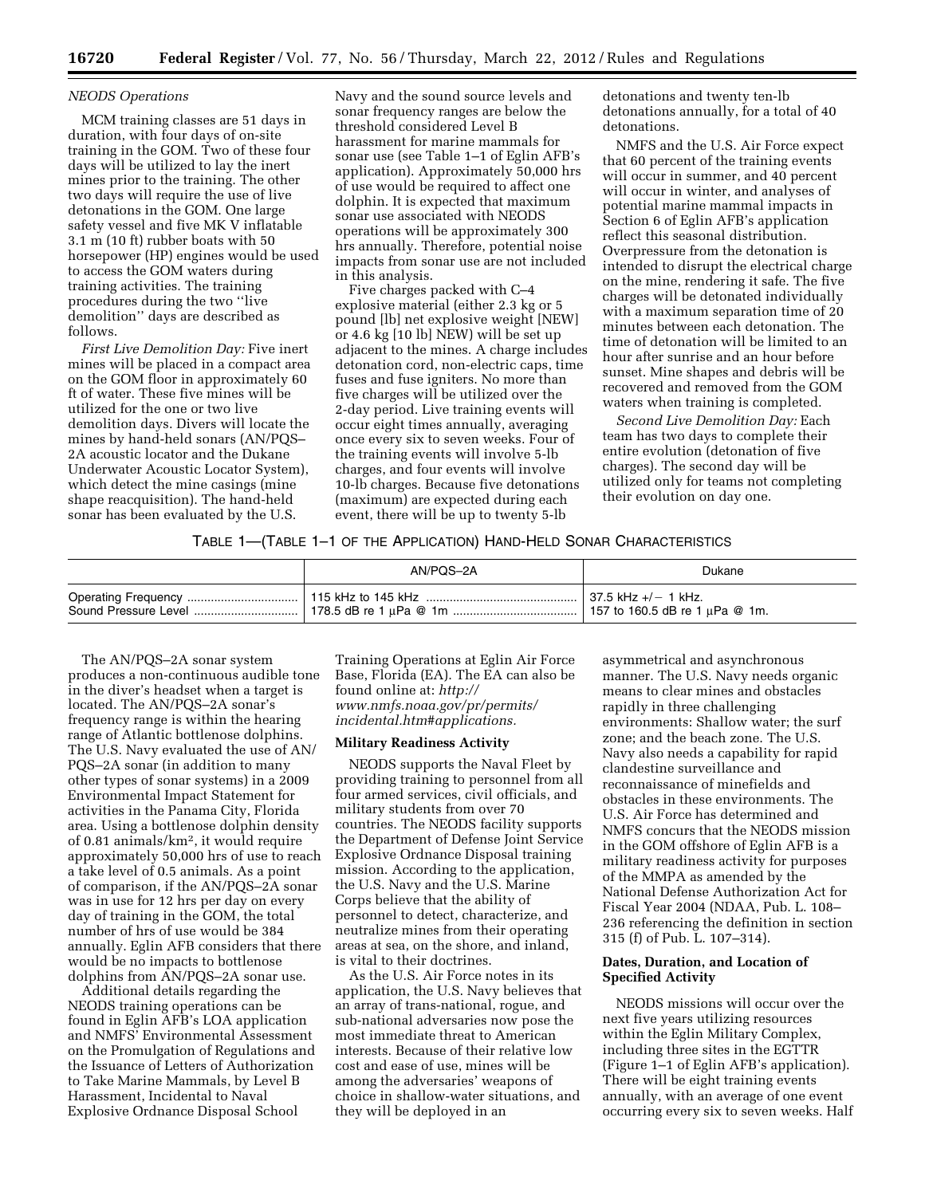*NEODS Operations*

MCM training classes are 51 days in duration, with four days of on-site training in the GOM. Two of these four days will be utilized to lay the inert mines prior to the training. The other two days will require the use of live detonations in the GOM. One large safety vessel and five MK V inflatable 3.1 m (10 ft) rubber boats with 50 horsepower (HP) engines would be used to access the GOM waters during training activities. The training procedures during the two ''live demolition'' days are described as follows.

*First Live Demolition Day:* Five inert mines will be placed in a compact area on the GOM floor in approximately 60 ft of water. These five mines will be utilized for the one or two live demolition days. Divers will locate the mines by hand-held sonars (AN/PQS–2A acoustic locator and the Dukane Underwater Acoustic Locator System), which detect the mine casings (mine shape reacquisition). The hand-held sonar has been evaluated by the U.S. Navy and the sound source levels and sonar frequency ranges are below the threshold considered Level B harassment for marine mammals for sonar use (see Table 1–1 of Eglin AFB's application). Approximately 50,000 hrs of use would be required to affect one dolphin. It is expected that maximum sonar use associated with NEODS operations will be approximately 300 hrs annually. Therefore, potential noise impacts from sonar use are not included in this analysis.

Five charges packed with C–4 explosive material (either 2.3 kg or 5 pound [lb] net explosive weight [NEW] or 4.6 kg [10 lb] NEW) will be set up adjacent to the mines. A charge includes detonation cord, non-electric caps, time fuses and fuse igniters. No more than five charges will be utilized over the 2-day period. Live training events will occur eight times annually, averaging once every six to seven weeks. Four of the training events will involve 5-lb charges, and four events will involve 10-lb charges. Because five detonations (maximum) are expected during each event, there will be up to twenty 5-lb detonations and twenty ten-lb detonations annually, for a total of 40 detonations.

NMFS and the U.S. Air Force expect that 60 percent of the training events will occur in summer, and 40 percent will occur in winter, and analyses of potential marine mammal impacts in Section 6 of Eglin AFB's application reflect this seasonal distribution. Overpressure from the detonation is intended to disrupt the electrical charge on the mine, rendering it safe. The five charges will be detonated individually with a maximum separation time of 20 minutes between each detonation. The time of detonation will be limited to an hour after sunrise and an hour before sunset. Mine shapes and debris will be recovered and removed from the GOM waters when training is completed.

*Second Live Demolition Day:* Each team has two days to complete their entire evolution (detonation of five charges). The second day will be utilized only for teams not completing their evolution on day one.

TABLE 1—(TABLE 1–1 OF THE APPLICATION) HAND-HELD SONAR CHARACTERISTICS

| | AN/PQS–2A | Dukane |
|---|---|---|
| Operating Frequency | 115 kHz to 145 kHz | 37.5 kHz +/− 1 kHz. |
| Sound Pressure Level | 178.5 dB re 1 μPa @ 1m | 157 to 160.5 dB re 1 μPa @ 1m. |

The AN/PQS–2A sonar system produces a non-continuous audible tone in the diver's headset when a target is located. The AN/PQS–2A sonar's frequency range is within the hearing range of Atlantic bottlenose dolphins. The U.S. Navy evaluated the use of AN/PQS–2A sonar (in addition to many other types of sonar systems) in a 2009 Environmental Impact Statement for activities in the Panama City, Florida area. Using a bottlenose dolphin density of 0.81 animals/km$^2$, it would require approximately 50,000 hrs of use to reach a take level of 0.5 animals. As a point of comparison, if the AN/PQS–2A sonar was in use for 12 hrs per day on every day of training in the GOM, the total number of hrs of use would be 384 annually. Eglin AFB considers that there would be no impacts to bottlenose dolphins from AN/PQS–2A sonar use.

Additional details regarding the NEODS training operations can be found in Eglin AFB's LOA application and NMFS' Environmental Assessment on the Promulgation of Regulations and the Issuance of Letters of Authorization to Take Marine Mammals, by Level B Harassment, Incidental to Naval Explosive Ordnance Disposal School Training Operations at Eglin Air Force Base, Florida (EA). The EA can also be found online at: *http://www.nmfs.noaa.gov/pr/permits/incidental.htm#applications.*

**Military Readiness Activity**

NEODS supports the Naval Fleet by providing training to personnel from all four armed services, civil officials, and military students from over 70 countries. The NEODS facility supports the Department of Defense Joint Service Explosive Ordnance Disposal training mission. According to the application, the U.S. Navy and the U.S. Marine Corps believe that the ability of personnel to detect, characterize, and neutralize mines from their operating areas at sea, on the shore, and inland, is vital to their doctrines.

As the U.S. Air Force notes in its application, the U.S. Navy believes that an array of trans-national, rogue, and sub-national adversaries now pose the most immediate threat to American interests. Because of their relative low cost and ease of use, mines will be among the adversaries' weapons of choice in shallow-water situations, and they will be deployed in an asymmetrical and asynchronous manner. The U.S. Navy needs organic means to clear mines and obstacles rapidly in three challenging environments: Shallow water; the surf zone; and the beach zone. The U.S. Navy also needs a capability for rapid clandestine surveillance and reconnaissance of minefields and obstacles in these environments. The U.S. Air Force has determined and NMFS concurs that the NEODS mission in the GOM offshore of Eglin AFB is a military readiness activity for purposes of the MMPA as amended by the National Defense Authorization Act for Fiscal Year 2004 (NDAA, Pub. L. 108–236 referencing the definition in section 315 (f) of Pub. L. 107–314).

**Dates, Duration, and Location of Specified Activity**

NEODS missions will occur over the next five years utilizing resources within the Eglin Military Complex, including three sites in the EGTTR (Figure 1–1 of Eglin AFB's application). There will be eight training events annually, with an average of one event occurring every six to seven weeks. Half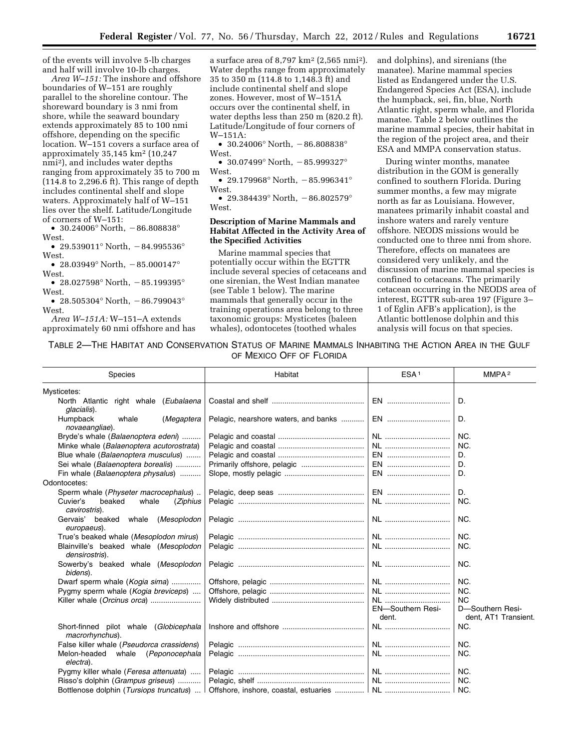of the events will involve 5-lb charges and half will involve 10-lb charges.

*Area W–151:* The inshore and offshore boundaries of W–151 are roughly parallel to the shoreline contour. The shoreward boundary is 3 nmi from shore, while the seaward boundary extends approximately 85 to 100 nmi offshore, depending on the specific location. W–151 covers a surface area of approximately 35,145 km² (10,247 nmi²), and includes water depths ranging from approximately 35 to 700 m (114.8 to 2,296.6 ft). This range of depth includes continental shelf and slope waters. Approximately half of W–151 lies over the shelf. Latitude/Longitude of corners of W–151:

- 30.24006° North, −86.808838° West.
- 29.539011° North, −84.995536° West.
- 28.03949° North, −85.000147° West.
- 28.027598° North, −85.199395° West.
- 28.505304° North, −86.799043° West.

*Area W–151A:* W–151–A extends approximately 60 nmi offshore and has a surface area of 8,797 km² (2,565 nmi²). Water depths range from approximately 35 to 350 m (114.8 to 1,148.3 ft) and include continental shelf and slope zones. However, most of W–151A occurs over the continental shelf, in water depths less than 250 m (820.2 ft). Latitude/Longitude of four corners of W–151A:

- 30.24006° North, −86.808838° West.
- 30.07499° North, −85.999327° West.
- 29.179968° North, −85.996341° West.
- 29.384439° North, −86.802579° West.

## Description of Marine Mammals and Habitat Affected in the Activity Area of the Specified Activities

Marine mammal species that potentially occur within the EGTTR include several species of cetaceans and one sirenian, the West Indian manatee (see Table 1 below). The marine mammals that generally occur in the training operations area belong to three taxonomic groups: Mysticetes (baleen whales), odontocetes (toothed whales and dolphins), and sirenians (the manatee). Marine mammal species listed as Endangered under the U.S. Endangered Species Act (ESA), include the humpback, sei, fin, blue, North Atlantic right, sperm whale, and Florida manatee. Table 2 below outlines the marine mammal species, their habitat in the region of the project area, and their ESA and MMPA conservation status.

During winter months, manatee distribution in the GOM is generally confined to southern Florida. During summer months, a few may migrate north as far as Louisiana. However, manatees primarily inhabit coastal and inshore waters and rarely venture offshore. NEODS missions would be conducted one to three nmi from shore. Therefore, effects on manatees are considered very unlikely, and the discussion of marine mammal species is confined to cetaceans. The primarily cetacean occurring in the NEODS area of interest, EGTTR sub-area 197 (Figure 3–1 of Eglin AFB's application), is the Atlantic bottlenose dolphin and this analysis will focus on that species.

TABLE 2—THE HABITAT AND CONSERVATION STATUS OF MARINE MAMMALS INHABITING THE ACTION AREA IN THE GULF OF MEXICO OFF OF FLORIDA

| Species | Habitat | ESA[1] | MMPA[2] |
|---|---|---|---|
| Mysticetes: | | | |
| North Atlantic right whale (*Eubalaena glacialis*). | Coastal and shelf | EN | D. |
| Humpback whale (*Megaptera novaeangliae*). | Pelagic, nearshore waters, and banks | EN | D. |
| Bryde's whale (*Balaenoptera edeni*) | Pelagic and coastal | NL | NC. |
| Minke whale (*Balaenoptera acutorostrata*) | Pelagic and coastal | NL | NC. |
| Blue whale (*Balaenoptera musculus*) | Pelagic and coastal | EN | D. |
| Sei whale (*Balaenoptera borealis*) | Primarily offshore, pelagic | EN | D. |
| Fin whale (*Balaenoptera physalus*) | Slope, mostly pelagic | EN | D. |
| Odontocetes: | | | |
| Sperm whale (*Physeter macrocephalus*) | Pelagic, deep seas | EN | D. |
| Cuvier's beaked whale (*Ziphius cavirostris*). | Pelagic | NL | NC. |
| Gervais' beaked whale (*Mesoplodon europaeus*). | Pelagic | NL | NC. |
| True's beaked whale (*Mesoplodon mirus*) | Pelagic | NL | NC. |
| Blainville's beaked whale (*Mesoplodon densirostris*). | Pelagic | NL | NC. |
| Sowerby's beaked whale (*Mesoplodon bidens*). | Pelagic | NL | NC. |
| Dwarf sperm whale (*Kogia sima*) | Offshore, pelagic | NL | NC. |
| Pygmy sperm whale (*Kogia breviceps*) | Offshore, pelagic | NL | NC. |
| Killer whale (*Orcinus orca*) | Widely distributed | NL<br>EN—Southern Resident. | NC<br>D—Southern Resident, AT1 Transient. |
| Short-finned pilot whale (*Globicephala macrorhynchus*). | Inshore and offshore | NL | NC. |
| False killer whale (*Pseudorca crassidens*) | Pelagic | NL | NC. |
| Melon-headed whale (*Peponocephala electra*). | Pelagic | NL | NC. |
| Pygmy killer whale (*Feresa attenuata*) | Pelagic | NL | NC. |
| Risso's dolphin (*Grampus griseus*) | Pelagic, shelf | NL | NC. |
| Bottlenose dolphin (*Tursiops truncatus*) | Offshore, inshore, coastal, estuaries | NL | NC. |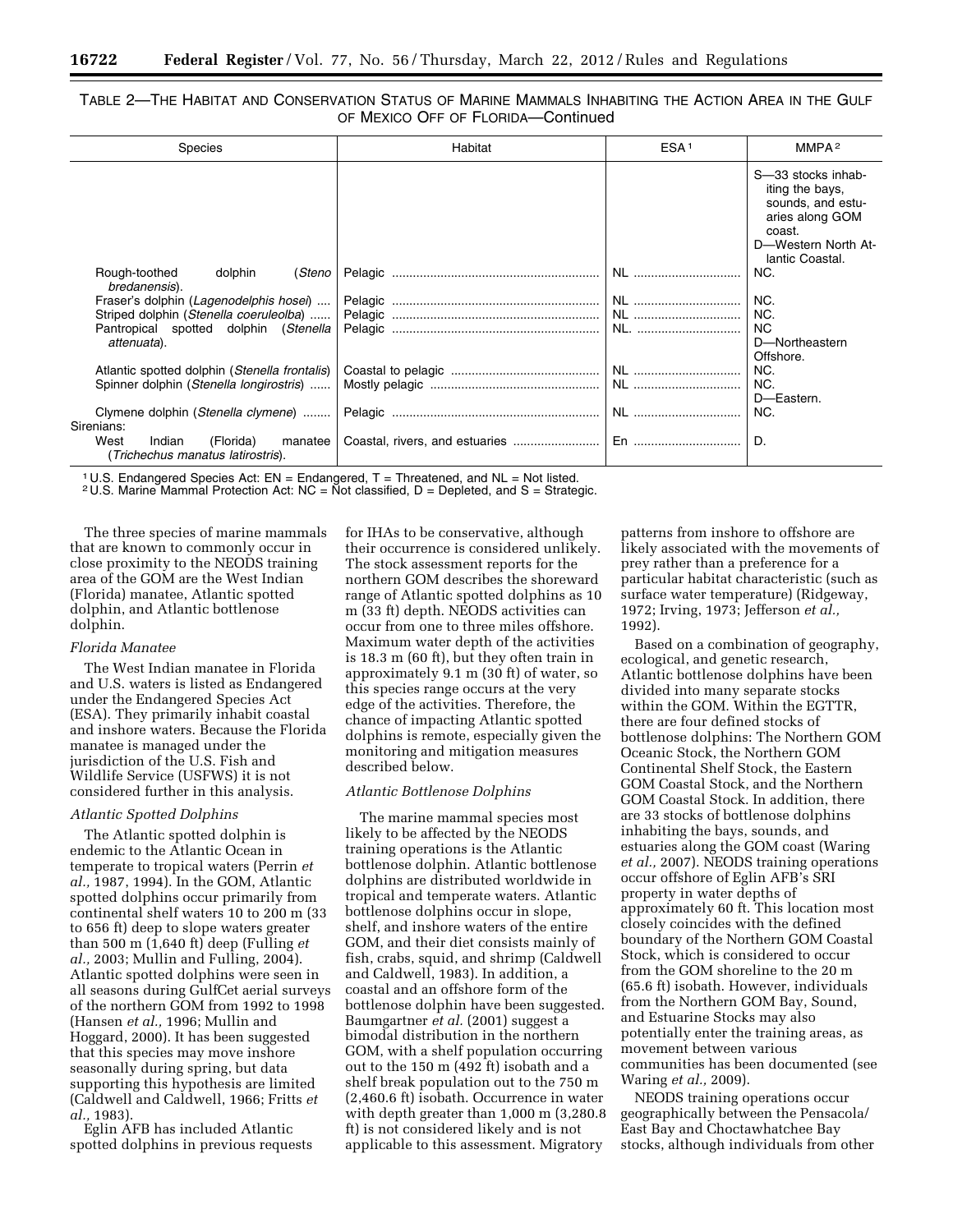TABLE 2—THE HABITAT AND CONSERVATION STATUS OF MARINE MAMMALS INHABITING THE ACTION AREA IN THE GULF OF MEXICO OFF OF FLORIDA—Continued

| Species | Habitat | ESA[1] | MMPA[2] |
|---|---|---|---|
| | | | S—33 stocks inhabiting the bays, sounds, and estuaries along GOM coast. D—Western North Atlantic Coastal. |
| Rough-toothed dolphin (*Steno bredanensis*). | Pelagic | NL | NC. |
| Fraser's dolphin (*Lagenodelphis hosei*) | Pelagic | NL | NC. |
| Striped dolphin (*Stenella coeruleolba*) | Pelagic | NL | NC. |
| Pantropical spotted dolphin (*Stenella attenuata*). | Pelagic | NL. | NC D—Northeastern Offshore. |
| Atlantic spotted dolphin (*Stenella frontalis*) | Coastal to pelagic | NL | NC. |
| Spinner dolphin (*Stenella longirostris*) | Mostly pelagic | NL | NC. D—Eastern. |
| Clymene dolphin (*Stenella clymene*) | Pelagic | NL | NC. |
| Sirenians: | | | |
| West Indian (Florida) manatee (*Trichechus manatus latirostris*). | Coastal, rivers, and estuaries | En | D. |

[1] U.S. Endangered Species Act: EN = Endangered, T = Threatened, and NL = Not listed.
[2] U.S. Marine Mammal Protection Act: NC = Not classified, D = Depleted, and S = Strategic.

The three species of marine mammals that are known to commonly occur in close proximity to the NEODS training area of the GOM are the West Indian (Florida) manatee, Atlantic spotted dolphin, and Atlantic bottlenose dolphin.

*Florida Manatee*

The West Indian manatee in Florida and U.S. waters is listed as Endangered under the Endangered Species Act (ESA). They primarily inhabit coastal and inshore waters. Because the Florida manatee is managed under the jurisdiction of the U.S. Fish and Wildlife Service (USFWS) it is not considered further in this analysis.

*Atlantic Spotted Dolphins*

The Atlantic spotted dolphin is endemic to the Atlantic Ocean in temperate to tropical waters (Perrin *et al.,* 1987, 1994). In the GOM, Atlantic spotted dolphins occur primarily from continental shelf waters 10 to 200 m (33 to 656 ft) deep to slope waters greater than 500 m (1,640 ft) deep (Fulling *et al.,* 2003; Mullin and Fulling, 2004). Atlantic spotted dolphins were seen in all seasons during GulfCet aerial surveys of the northern GOM from 1992 to 1998 (Hansen *et al.,* 1996; Mullin and Hoggard, 2000). It has been suggested that this species may move inshore seasonally during spring, but data supporting this hypothesis are limited (Caldwell and Caldwell, 1966; Fritts *et al.,* 1983).

Eglin AFB has included Atlantic spotted dolphins in previous requests for IHAs to be conservative, although their occurrence is considered unlikely. The stock assessment reports for the northern GOM describes the shoreward range of Atlantic spotted dolphins as 10 m (33 ft) depth. NEODS activities can occur from one to three miles offshore. Maximum water depth of the activities is 18.3 m (60 ft), but they often train in approximately 9.1 m (30 ft) of water, so this species range occurs at the very edge of the activities. Therefore, the chance of impacting Atlantic spotted dolphins is remote, especially given the monitoring and mitigation measures described below.

*Atlantic Bottlenose Dolphins*

The marine mammal species most likely to be affected by the NEODS training operations is the Atlantic bottlenose dolphin. Atlantic bottlenose dolphins are distributed worldwide in tropical and temperate waters. Atlantic bottlenose dolphins occur in slope, shelf, and inshore waters of the entire GOM, and their diet consists mainly of fish, crabs, squid, and shrimp (Caldwell and Caldwell, 1983). In addition, a coastal and an offshore form of the bottlenose dolphin have been suggested. Baumgartner *et al.* (2001) suggest a bimodal distribution in the northern GOM, with a shelf population occurring out to the 150 m (492 ft) isobath and a shelf break population out to the 750 m (2,460.6 ft) isobath. Occurrence in water with depth greater than 1,000 m (3,280.8 ft) is not considered likely and is not applicable to this assessment. Migratory patterns from inshore to offshore are likely associated with the movements of prey rather than a preference for a particular habitat characteristic (such as surface water temperature) (Ridgeway, 1972; Irving, 1973; Jefferson *et al.,* 1992).

Based on a combination of geography, ecological, and genetic research, Atlantic bottlenose dolphins have been divided into many separate stocks within the GOM. Within the EGTTR, there are four defined stocks of bottlenose dolphins: The Northern GOM Oceanic Stock, the Northern GOM Continental Shelf Stock, the Eastern GOM Coastal Stock, and the Northern GOM Coastal Stock. In addition, there are 33 stocks of bottlenose dolphins inhabiting the bays, sounds, and estuaries along the GOM coast (Waring *et al.,* 2007). NEODS training operations occur offshore of Eglin AFB's SRI property in water depths of approximately 60 ft. This location most closely coincides with the defined boundary of the Northern GOM Coastal Stock, which is considered to occur from the GOM shoreline to the 20 m (65.6 ft) isobath. However, individuals from the Northern GOM Bay, Sound, and Estuarine Stocks may also potentially enter the training areas, as movement between various communities has been documented (see Waring *et al.,* 2009).

NEODS training operations occur geographically between the Pensacola/East Bay and Choctawhatchee Bay stocks, although individuals from other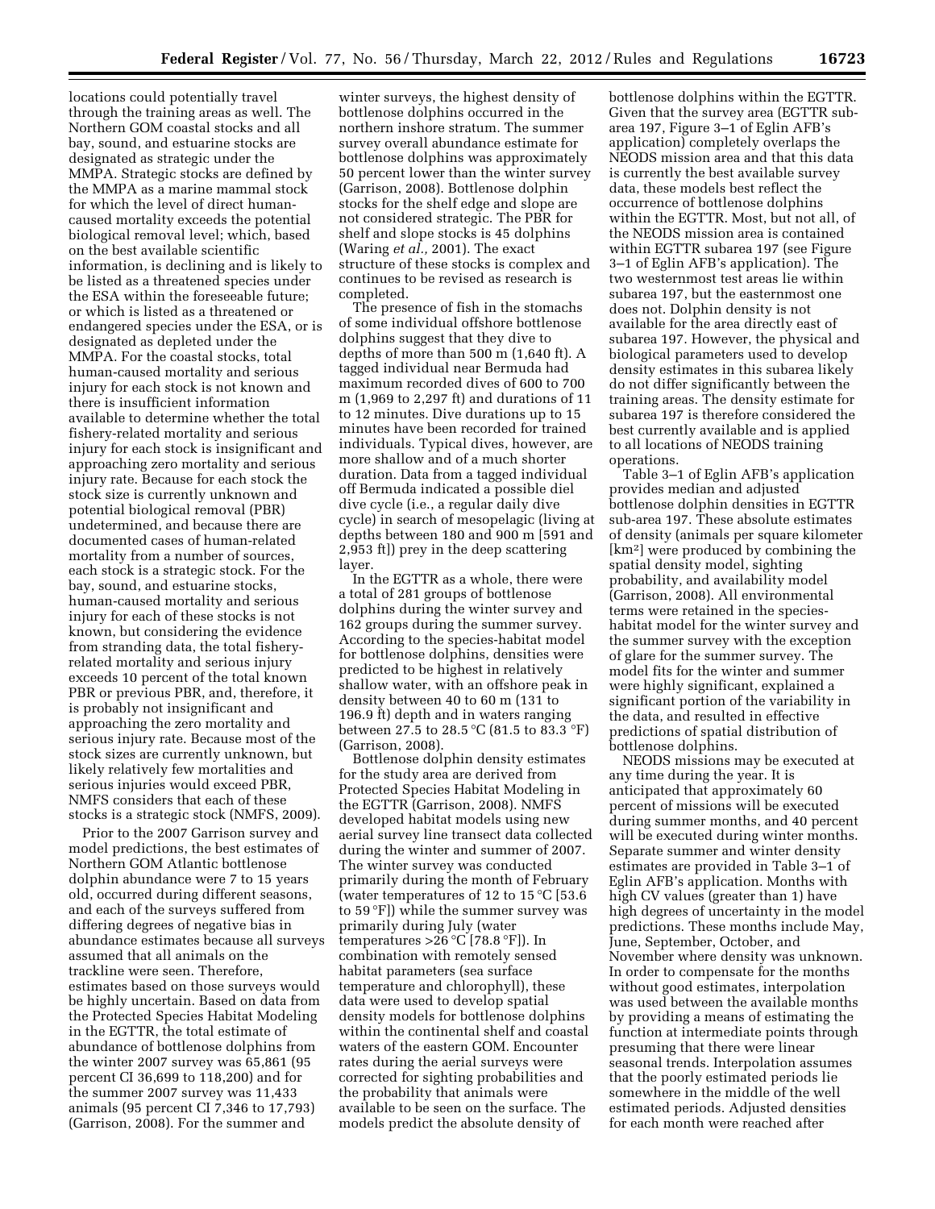locations could potentially travel through the training areas as well. The Northern GOM coastal stocks and all bay, sound, and estuarine stocks are designated as strategic under the MMPA. Strategic stocks are defined by the MMPA as a marine mammal stock for which the level of direct human-caused mortality exceeds the potential biological removal level; which, based on the best available scientific information, is declining and is likely to be listed as a threatened species under the ESA within the foreseeable future; or which is listed as a threatened or endangered species under the ESA, or is designated as depleted under the MMPA. For the coastal stocks, total human-caused mortality and serious injury for each stock is not known and there is insufficient information available to determine whether the total fishery-related mortality and serious injury for each stock is insignificant and approaching zero mortality and serious injury rate. Because for each stock the stock size is currently unknown and potential biological removal (PBR) undetermined, and because there are documented cases of human-related mortality from a number of sources, each stock is a strategic stock. For the bay, sound, and estuarine stocks, human-caused mortality and serious injury for each of these stocks is not known, but considering the evidence from stranding data, the total fishery-related mortality and serious injury exceeds 10 percent of the total known PBR or previous PBR, and, therefore, it is probably not insignificant and approaching the zero mortality and serious injury rate. Because most of the stock sizes are currently unknown, but likely relatively few mortalities and serious injuries would exceed PBR, NMFS considers that each of these stocks is a strategic stock (NMFS, 2009).

Prior to the 2007 Garrison survey and model predictions, the best estimates of Northern GOM Atlantic bottlenose dolphin abundance were 7 to 15 years old, occurred during different seasons, and each of the surveys suffered from differing degrees of negative bias in abundance estimates because all surveys assumed that all animals on the trackline were seen. Therefore, estimates based on those surveys would be highly uncertain. Based on data from the Protected Species Habitat Modeling in the EGTTR, the total estimate of abundance of bottlenose dolphins from the winter 2007 survey was 65,861 (95 percent CI 36,699 to 118,200) and for the summer 2007 survey was 11,433 animals (95 percent CI 7,346 to 17,793) (Garrison, 2008). For the summer and winter surveys, the highest density of bottlenose dolphins occurred in the northern inshore stratum. The summer survey overall abundance estimate for bottlenose dolphins was approximately 50 percent lower than the winter survey (Garrison, 2008). Bottlenose dolphin stocks for the shelf edge and slope are not considered strategic. The PBR for shelf and slope stocks is 45 dolphins (Waring *et al.,* 2001). The exact structure of these stocks is complex and continues to be revised as research is completed.

The presence of fish in the stomachs of some individual offshore bottlenose dolphins suggest that they dive to depths of more than 500 m (1,640 ft). A tagged individual near Bermuda had maximum recorded dives of 600 to 700 m (1,969 to 2,297 ft) and durations of 11 to 12 minutes. Dive durations up to 15 minutes have been recorded for trained individuals. Typical dives, however, are more shallow and of a much shorter duration. Data from a tagged individual off Bermuda indicated a possible diel dive cycle (i.e., a regular daily dive cycle) in search of mesopelagic (living at depths between 180 and 900 m [591 and 2,953 ft]) prey in the deep scattering layer.

In the EGTTR as a whole, there were a total of 281 groups of bottlenose dolphins during the winter survey and 162 groups during the summer survey. According to the species-habitat model for bottlenose dolphins, densities were predicted to be highest in relatively shallow water, with an offshore peak in density between 40 to 60 m (131 to 196.9 ft) depth and in waters ranging between 27.5 to 28.5 °C (81.5 to 83.3 °F) (Garrison, 2008).

Bottlenose dolphin density estimates for the study area are derived from Protected Species Habitat Modeling in the EGTTR (Garrison, 2008). NMFS developed habitat models using new aerial survey line transect data collected during the winter and summer of 2007. The winter survey was conducted primarily during the month of February (water temperatures of 12 to 15 °C [53.6 to 59 °F]) while the summer survey was primarily during July (water temperatures >26 °C [78.8 °F]). In combination with remotely sensed habitat parameters (sea surface temperature and chlorophyll), these data were used to develop spatial density models for bottlenose dolphins within the continental shelf and coastal waters of the eastern GOM. Encounter rates during the aerial surveys were corrected for sighting probabilities and the probability that animals were available to be seen on the surface. The models predict the absolute density of bottlenose dolphins within the EGTTR. Given that the survey area (EGTTR sub-area 197, Figure 3–1 of Eglin AFB's application) completely overlaps the NEODS mission area and that this data is currently the best available survey data, these models best reflect the occurrence of bottlenose dolphins within the EGTTR. Most, but not all, of the NEODS mission area is contained within EGTTR subarea 197 (see Figure 3–1 of Eglin AFB's application). The two westernmost test areas lie within subarea 197, but the easternmost one does not. Dolphin density is not available for the area directly east of subarea 197. However, the physical and biological parameters used to develop density estimates in this subarea likely do not differ significantly between the training areas. The density estimate for subarea 197 is therefore considered the best currently available and is applied to all locations of NEODS training operations.

Table 3–1 of Eglin AFB's application provides median and adjusted bottlenose dolphin densities in EGTTR sub-area 197. These absolute estimates of density (animals per square kilometer [km$^2$] were produced by combining the spatial density model, sighting probability, and availability model (Garrison, 2008). All environmental terms were retained in the species-habitat model for the winter survey and the summer survey with the exception of glare for the summer survey. The model fits for the winter and summer were highly significant, explained a significant portion of the variability in the data, and resulted in effective predictions of spatial distribution of bottlenose dolphins.

NEODS missions may be executed at any time during the year. It is anticipated that approximately 60 percent of missions will be executed during summer months, and 40 percent will be executed during winter months. Separate summer and winter density estimates are provided in Table 3–1 of Eglin AFB's application. Months with high CV values (greater than 1) have high degrees of uncertainty in the model predictions. These months include May, June, September, October, and November where density was unknown. In order to compensate for the months without good estimates, interpolation was used between the available months by providing a means of estimating the function at intermediate points through presuming that there were linear seasonal trends. Interpolation assumes that the poorly estimated periods lie somewhere in the middle of the well estimated periods. Adjusted densities for each month were reached after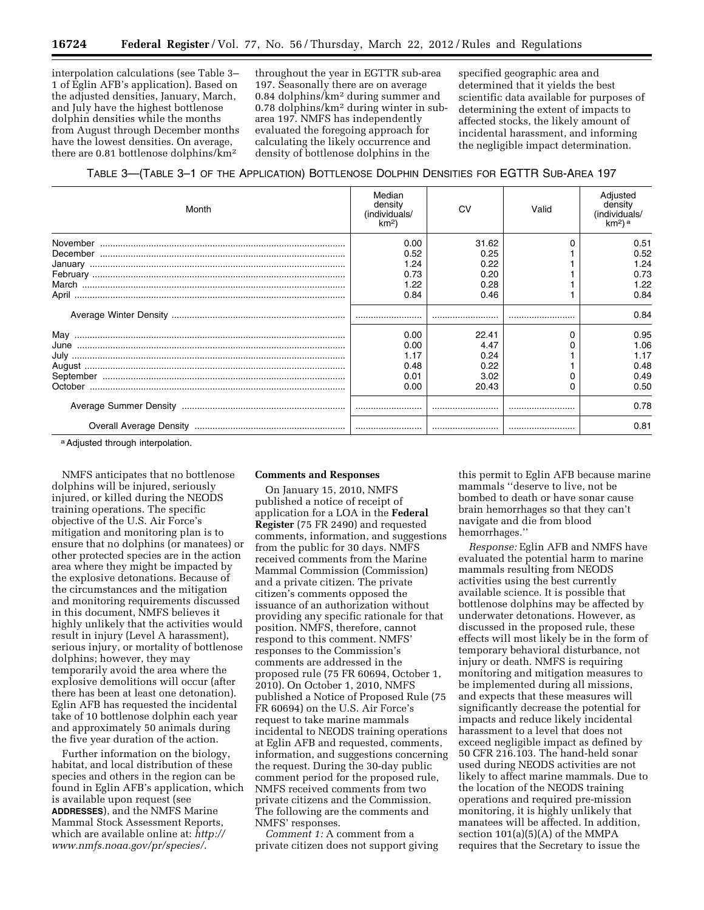interpolation calculations (see Table 3–1 of Eglin AFB's application). Based on the adjusted densities, January, March, and July have the highest bottlenose dolphin densities while the months from August through December months have the lowest densities. On average, there are 0.81 bottlenose dolphins/km² throughout the year in EGTTR sub-area 197. Seasonally there are on average 0.84 dolphins/km² during summer and 0.78 dolphins/km² during winter in sub-area 197. NMFS has independently evaluated the foregoing approach for calculating the likely occurrence and density of bottlenose dolphins in the specified geographic area and determined that it yields the best scientific data available for purposes of determining the extent of impacts to affected stocks, the likely amount of incidental harassment, and informing the negligible impact determination.

TABLE 3—(TABLE 3–1 OF THE APPLICATION) BOTTLENOSE DOLPHIN DENSITIES FOR EGTTR SUB-AREA 197

| Month | Median density (individuals/km²) | CV | Valid | Adjusted density (individuals/km²) [a] |
|---|---|---|---|---|
| November | 0.00 | 31.62 | 0 | 0.51 |
| December | 0.52 | 0.25 | 1 | 0.52 |
| January | 1.24 | 0.22 | 1 | 1.24 |
| February | 0.73 | 0.20 | 1 | 0.73 |
| March | 1.22 | 0.28 | 1 | 1.22 |
| April | 0.84 | 0.46 | 1 | 0.84 |
| Average Winter Density | | | | 0.84 |
| May | 0.00 | 22.41 | 0 | 0.95 |
| June | 0.00 | 4.47 | 0 | 1.06 |
| July | 1.17 | 0.24 | 1 | 1.17 |
| August | 0.48 | 0.22 | 1 | 0.48 |
| September | 0.01 | 3.02 | 0 | 0.49 |
| October | 0.00 | 20.43 | 0 | 0.50 |
| Average Summer Density | | | | 0.78 |
| Overall Average Density | | | | 0.81 |

[a] Adjusted through interpolation.

NMFS anticipates that no bottlenose dolphins will be injured, seriously injured, or killed during the NEODS training operations. The specific objective of the U.S. Air Force's mitigation and monitoring plan is to ensure that no dolphins (or manatees) or other protected species are in the action area where they might be impacted by the explosive detonations. Because of the circumstances and the mitigation and monitoring requirements discussed in this document, NMFS believes it highly unlikely that the activities would result in injury (Level A harassment), serious injury, or mortality of bottlenose dolphins; however, they may temporarily avoid the area where the explosive demolitions will occur (after there has been at least one detonation). Eglin AFB has requested the incidental take of 10 bottlenose dolphin each year and approximately 50 animals during the five year duration of the action.

Further information on the biology, habitat, and local distribution of these species and others in the region can be found in Eglin AFB's application, which is available upon request (see **ADDRESSES**), and the NMFS Marine Mammal Stock Assessment Reports, which are available online at: *http://www.nmfs.noaa.gov/pr/species/*.

## Comments and Responses

On January 15, 2010, NMFS published a notice of receipt of application for a LOA in the **Federal Register** (75 FR 2490) and requested comments, information, and suggestions from the public for 30 days. NMFS received comments from the Marine Mammal Commission (Commission) and a private citizen. The private citizen's comments opposed the issuance of an authorization without providing any specific rationale for that position. NMFS, therefore, cannot respond to this comment. NMFS' responses to the Commission's comments are addressed in the proposed rule (75 FR 60694, October 1, 2010). On October 1, 2010, NMFS published a Notice of Proposed Rule (75 FR 60694) on the U.S. Air Force's request to take marine mammals incidental to NEODS training operations at Eglin AFB and requested, comments, information, and suggestions concerning the request. During the 30-day public comment period for the proposed rule, NMFS received comments from two private citizens and the Commission. The following are the comments and NMFS' responses.

*Comment 1:* A comment from a private citizen does not support giving this permit to Eglin AFB because marine mammals ''deserve to live, not be bombed to death or have sonar cause brain hemorrhages so that they can't navigate and die from blood hemorrhages.''

*Response:* Eglin AFB and NMFS have evaluated the potential harm to marine mammals resulting from NEODS activities using the best currently available science. It is possible that bottlenose dolphins may be affected by underwater detonations. However, as discussed in the proposed rule, these effects will most likely be in the form of temporary behavioral disturbance, not injury or death. NMFS is requiring monitoring and mitigation measures to be implemented during all missions, and expects that these measures will significantly decrease the potential for impacts and reduce likely incidental harassment to a level that does not exceed negligible impact as defined by 50 CFR 216.103. The hand-held sonar used during NEODS activities are not likely to affect marine mammals. Due to the location of the NEODS training operations and required pre-mission monitoring, it is highly unlikely that manatees will be affected. In addition, section 101(a)(5)(A) of the MMPA requires that the Secretary to issue the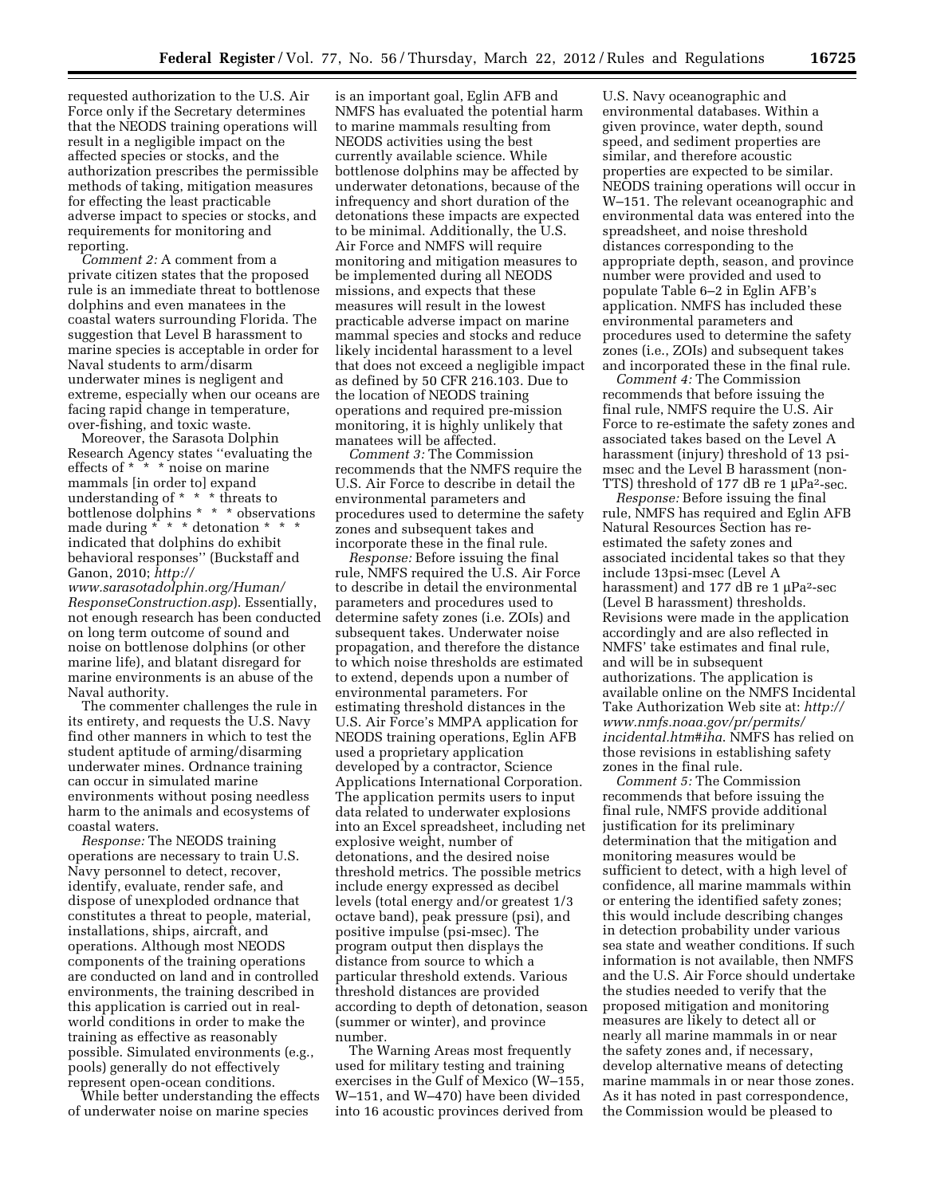requested authorization to the U.S. Air Force only if the Secretary determines that the NEODS training operations will result in a negligible impact on the affected species or stocks, and the authorization prescribes the permissible methods of taking, mitigation measures for effecting the least practicable adverse impact to species or stocks, and requirements for monitoring and reporting.

*Comment 2:* A comment from a private citizen states that the proposed rule is an immediate threat to bottlenose dolphins and even manatees in the coastal waters surrounding Florida. The suggestion that Level B harassment to marine species is acceptable in order for Naval students to arm/disarm underwater mines is negligent and extreme, especially when our oceans are facing rapid change in temperature, over-fishing, and toxic waste.

Moreover, the Sarasota Dolphin Research Agency states ''evaluating the effects of * * * noise on marine mammals [in order to] expand understanding of * * * threats to bottlenose dolphins * * * observations made during * * * detonation * * * indicated that dolphins do exhibit behavioral responses'' (Buckstaff and Ganon, 2010; *http://www.sarasotadolphin.org/Human/ResponseConstruction.asp*). Essentially, not enough research has been conducted on long term outcome of sound and noise on bottlenose dolphins (or other marine life), and blatant disregard for marine environments is an abuse of the Naval authority.

The commenter challenges the rule in its entirety, and requests the U.S. Navy find other manners in which to test the student aptitude of arming/disarming underwater mines. Ordnance training can occur in simulated marine environments without posing needless harm to the animals and ecosystems of coastal waters.

*Response:* The NEODS training operations are necessary to train U.S. Navy personnel to detect, recover, identify, evaluate, render safe, and dispose of unexploded ordnance that constitutes a threat to people, material, installations, ships, aircraft, and operations. Although most NEODS components of the training operations are conducted on land and in controlled environments, the training described in this application is carried out in real-world conditions in order to make the training as effective as reasonably possible. Simulated environments (e.g., pools) generally do not effectively represent open-ocean conditions.

While better understanding the effects of underwater noise on marine species is an important goal, Eglin AFB and NMFS has evaluated the potential harm to marine mammals resulting from NEODS activities using the best currently available science. While bottlenose dolphins may be affected by underwater detonations, because of the infrequency and short duration of the detonations these impacts are expected to be minimal. Additionally, the U.S. Air Force and NMFS will require monitoring and mitigation measures to be implemented during all NEODS missions, and expects that these measures will result in the lowest practicable adverse impact on marine mammal species and stocks and reduce likely incidental harassment to a level that does not exceed a negligible impact as defined by 50 CFR 216.103. Due to the location of NEODS training operations and required pre-mission monitoring, it is highly unlikely that manatees will be affected.

*Comment 3:* The Commission recommends that the NMFS require the U.S. Air Force to describe in detail the environmental parameters and procedures used to determine the safety zones and subsequent takes and incorporate these in the final rule.

*Response:* Before issuing the final rule, NMFS required the U.S. Air Force to describe in detail the environmental parameters and procedures used to determine safety zones (i.e. ZOIs) and subsequent takes. Underwater noise propagation, and therefore the distance to which noise thresholds are estimated to extend, depends upon a number of environmental parameters. For estimating threshold distances in the U.S. Air Force's MMPA application for NEODS training operations, Eglin AFB used a proprietary application developed by a contractor, Science Applications International Corporation. The application permits users to input data related to underwater explosions into an Excel spreadsheet, including net explosive weight, number of detonations, and the desired noise threshold metrics. The possible metrics include energy expressed as decibel levels (total energy and/or greatest 1/3 octave band), peak pressure (psi), and positive impulse (psi-msec). The program output then displays the distance from source to which a particular threshold extends. Various threshold distances are provided according to depth of detonation, season (summer or winter), and province number.

The Warning Areas most frequently used for military testing and training exercises in the Gulf of Mexico (W–155, W–151, and W–470) have been divided into 16 acoustic provinces derived from U.S. Navy oceanographic and environmental databases. Within a given province, water depth, sound speed, and sediment properties are similar, and therefore acoustic properties are expected to be similar. NEODS training operations will occur in W–151. The relevant oceanographic and environmental data was entered into the spreadsheet, and noise threshold distances corresponding to the appropriate depth, season, and province number were provided and used to populate Table 6–2 in Eglin AFB's application. NMFS has included these environmental parameters and procedures used to determine the safety zones (i.e., ZOIs) and subsequent takes and incorporated these in the final rule.

*Comment 4:* The Commission recommends that before issuing the final rule, NMFS require the U.S. Air Force to re-estimate the safety zones and associated takes based on the Level A harassment (injury) threshold of 13 psi-msec and the Level B harassment (non-TTS) threshold of 177 dB re 1 μPa$^2$-sec.

*Response:* Before issuing the final rule, NMFS has required and Eglin AFB Natural Resources Section has re-estimated the safety zones and associated incidental takes so that they include 13psi-msec (Level A harassment) and 177 dB re 1 μPa$^2$-sec (Level B harassment) thresholds. Revisions were made in the application accordingly and are also reflected in NMFS' take estimates and final rule, and will be in subsequent authorizations. The application is available online on the NMFS Incidental Take Authorization Web site at: *http://www.nmfs.noaa.gov/pr/permits/incidental.htm#iha*. NMFS has relied on those revisions in establishing safety zones in the final rule.

*Comment 5:* The Commission recommends that before issuing the final rule, NMFS provide additional justification for its preliminary determination that the mitigation and monitoring measures would be sufficient to detect, with a high level of confidence, all marine mammals within or entering the identified safety zones; this would include describing changes in detection probability under various sea state and weather conditions. If such information is not available, then NMFS and the U.S. Air Force should undertake the studies needed to verify that the proposed mitigation and monitoring measures are likely to detect all or nearly all marine mammals in or near the safety zones and, if necessary, develop alternative means of detecting marine mammals in or near those zones. As it has noted in past correspondence, the Commission would be pleased to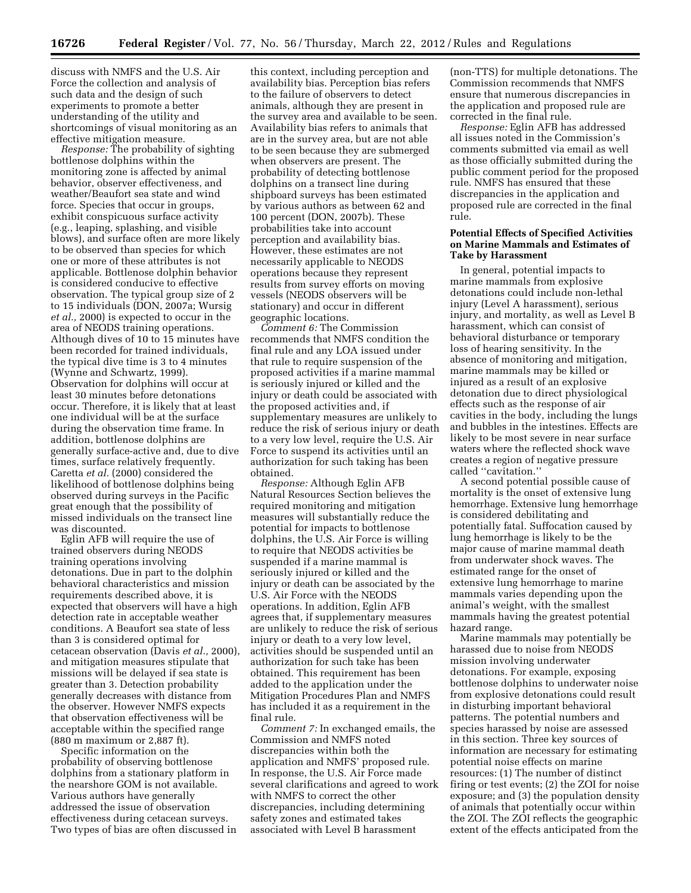discuss with NMFS and the U.S. Air Force the collection and analysis of such data and the design of such experiments to promote a better understanding of the utility and shortcomings of visual monitoring as an effective mitigation measure.

*Response:* The probability of sighting bottlenose dolphins within the monitoring zone is affected by animal behavior, observer effectiveness, and weather/Beaufort sea state and wind force. Species that occur in groups, exhibit conspicuous surface activity (e.g., leaping, splashing, and visible blows), and surface often are more likely to be observed than species for which one or more of these attributes is not applicable. Bottlenose dolphin behavior is considered conducive to effective observation. The typical group size of 2 to 15 individuals (DON, 2007a; Wursig *et al.,* 2000) is expected to occur in the area of NEODS training operations. Although dives of 10 to 15 minutes have been recorded for trained individuals, the typical dive time is 3 to 4 minutes (Wynne and Schwartz, 1999). Observation for dolphins will occur at least 30 minutes before detonations occur. Therefore, it is likely that at least one individual will be at the surface during the observation time frame. In addition, bottlenose dolphins are generally surface-active and, due to dive times, surface relatively frequently. Caretta *et al.* (2000) considered the likelihood of bottlenose dolphins being observed during surveys in the Pacific great enough that the possibility of missed individuals on the transect line was discounted.

Eglin AFB will require the use of trained observers during NEODS training operations involving detonations. Due in part to the dolphin behavioral characteristics and mission requirements described above, it is expected that observers will have a high detection rate in acceptable weather conditions. A Beaufort sea state of less than 3 is considered optimal for cetacean observation (Davis *et al.,* 2000), and mitigation measures stipulate that missions will be delayed if sea state is greater than 3. Detection probability generally decreases with distance from the observer. However NMFS expects that observation effectiveness will be acceptable within the specified range (880 m maximum or 2,887 ft).

Specific information on the probability of observing bottlenose dolphins from a stationary platform in the nearshore GOM is not available. Various authors have generally addressed the issue of observation effectiveness during cetacean surveys. Two types of bias are often discussed in this context, including perception and availability bias. Perception bias refers to the failure of observers to detect animals, although they are present in the survey area and available to be seen. Availability bias refers to animals that are in the survey area, but are not able to be seen because they are submerged when observers are present. The probability of detecting bottlenose dolphins on a transect line during shipboard surveys has been estimated by various authors as between 62 and 100 percent (DON, 2007b). These probabilities take into account perception and availability bias. However, these estimates are not necessarily applicable to NEODS operations because they represent results from survey efforts on moving vessels (NEODS observers will be stationary) and occur in different geographic locations.

*Comment 6:* The Commission recommends that NMFS condition the final rule and any LOA issued under that rule to require suspension of the proposed activities if a marine mammal is seriously injured or killed and the injury or death could be associated with the proposed activities and, if supplementary measures are unlikely to reduce the risk of serious injury or death to a very low level, require the U.S. Air Force to suspend its activities until an authorization for such taking has been obtained.

*Response:* Although Eglin AFB Natural Resources Section believes the required monitoring and mitigation measures will substantially reduce the potential for impacts to bottlenose dolphins, the U.S. Air Force is willing to require that NEODS activities be suspended if a marine mammal is seriously injured or killed and the injury or death can be associated by the U.S. Air Force with the NEODS operations. In addition, Eglin AFB agrees that, if supplementary measures are unlikely to reduce the risk of serious injury or death to a very low level, activities should be suspended until an authorization for such take has been obtained. This requirement has been added to the application under the Mitigation Procedures Plan and NMFS has included it as a requirement in the final rule.

*Comment 7:* In exchanged emails, the Commission and NMFS noted discrepancies within both the application and NMFS' proposed rule. In response, the U.S. Air Force made several clarifications and agreed to work with NMFS to correct the other discrepancies, including determining safety zones and estimated takes associated with Level B harassment (non-TTS) for multiple detonations. The Commission recommends that NMFS ensure that numerous discrepancies in the application and proposed rule are corrected in the final rule.

*Response:* Eglin AFB has addressed all issues noted in the Commission's comments submitted via email as well as those officially submitted during the public comment period for the proposed rule. NMFS has ensured that these discrepancies in the application and proposed rule are corrected in the final rule.

## Potential Effects of Specified Activities on Marine Mammals and Estimates of Take by Harassment

In general, potential impacts to marine mammals from explosive detonations could include non-lethal injury (Level A harassment), serious injury, and mortality, as well as Level B harassment, which can consist of behavioral disturbance or temporary loss of hearing sensitivity. In the absence of monitoring and mitigation, marine mammals may be killed or injured as a result of an explosive detonation due to direct physiological effects such as the response of air cavities in the body, including the lungs and bubbles in the intestines. Effects are likely to be most severe in near surface waters where the reflected shock wave creates a region of negative pressure called "cavitation."

A second potential possible cause of mortality is the onset of extensive lung hemorrhage. Extensive lung hemorrhage is considered debilitating and potentially fatal. Suffocation caused by lung hemorrhage is likely to be the major cause of marine mammal death from underwater shock waves. The estimated range for the onset of extensive lung hemorrhage to marine mammals varies depending upon the animal's weight, with the smallest mammals having the greatest potential hazard range.

Marine mammals may potentially be harassed due to noise from NEODS mission involving underwater detonations. For example, exposing bottlenose dolphins to underwater noise from explosive detonations could result in disturbing important behavioral patterns. The potential numbers and species harassed by noise are assessed in this section. Three key sources of information are necessary for estimating potential noise effects on marine resources: (1) The number of distinct firing or test events; (2) the ZOI for noise exposure; and (3) the population density of animals that potentially occur within the ZOI. The ZOI reflects the geographic extent of the effects anticipated from the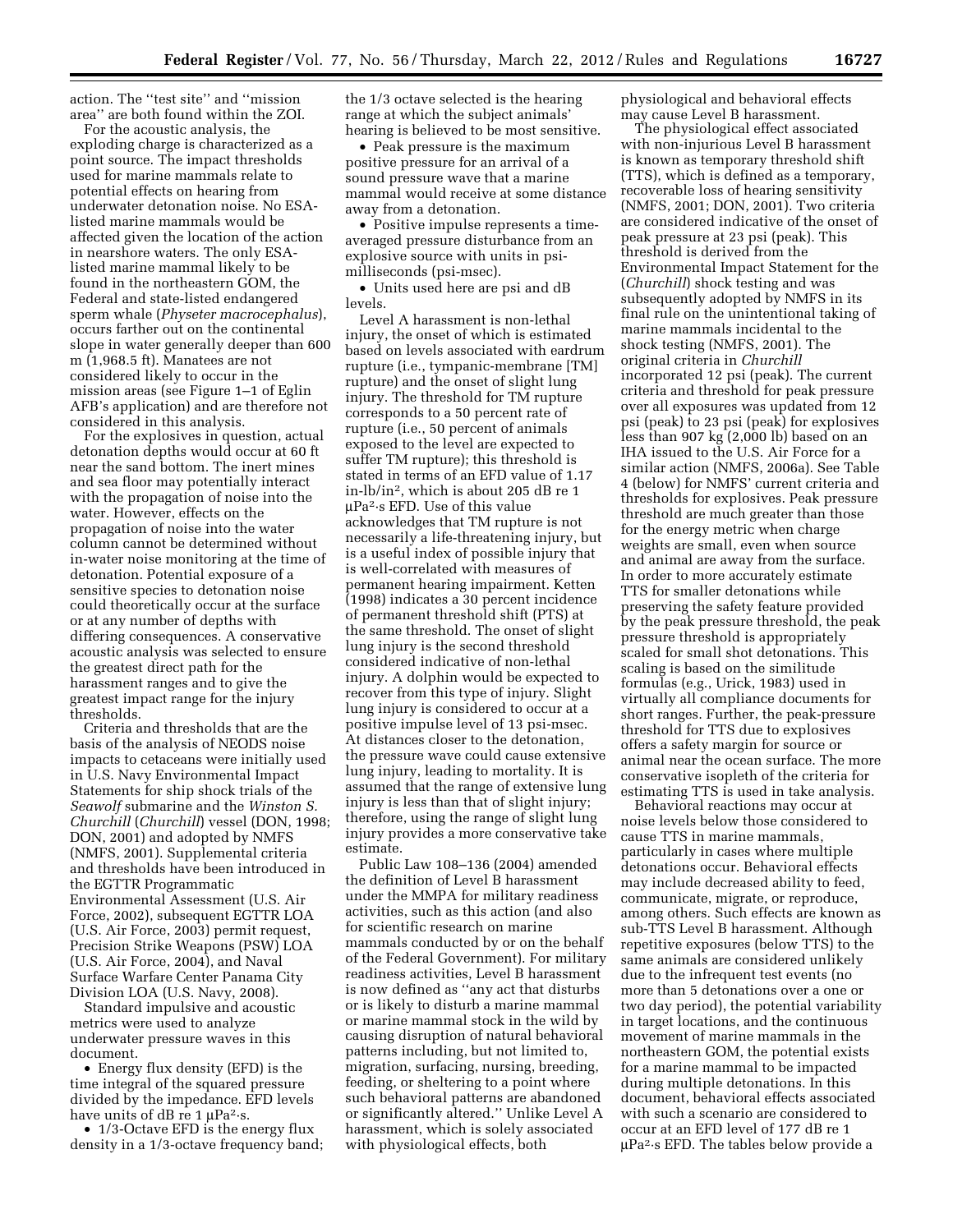action. The ''test site'' and ''mission area'' are both found within the ZOI.

For the acoustic analysis, the exploding charge is characterized as a point source. The impact thresholds used for marine mammals relate to potential effects on hearing from underwater detonation noise. No ESA-listed marine mammals would be affected given the location of the action in nearshore waters. The only ESA-listed marine mammal likely to be found in the northeastern GOM, the Federal and state-listed endangered sperm whale (*Physeter macrocephalus*), occurs farther out on the continental slope in water generally deeper than 600 m (1,968.5 ft). Manatees are not considered likely to occur in the mission areas (see Figure 1–1 of Eglin AFB's application) and are therefore not considered in this analysis.

For the explosives in question, actual detonation depths would occur at 60 ft near the sand bottom. The inert mines and sea floor may potentially interact with the propagation of noise into the water. However, effects on the propagation of noise into the water column cannot be determined without in-water noise monitoring at the time of detonation. Potential exposure of a sensitive species to detonation noise could theoretically occur at the surface or at any number of depths with differing consequences. A conservative acoustic analysis was selected to ensure the greatest direct path for the harassment ranges and to give the greatest impact range for the injury thresholds.

Criteria and thresholds that are the basis of the analysis of NEODS noise impacts to cetaceans were initially used in U.S. Navy Environmental Impact Statements for ship shock trials of the *Seawolf* submarine and the *Winston S. Churchill* (*Churchill*) vessel (DON, 1998; DON, 2001) and adopted by NMFS (NMFS, 2001). Supplemental criteria and thresholds have been introduced in the EGTTR Programmatic Environmental Assessment (U.S. Air Force, 2002), subsequent EGTTR LOA (U.S. Air Force, 2003) permit request, Precision Strike Weapons (PSW) LOA (U.S. Air Force, 2004), and Naval Surface Warfare Center Panama City Division LOA (U.S. Navy, 2008).

Standard impulsive and acoustic metrics were used to analyze underwater pressure waves in this document.

• Energy flux density (EFD) is the time integral of the squared pressure divided by the impedance. EFD levels have units of dB re 1 $\mu Pa^2 \cdot s$.

• 1/3-Octave EFD is the energy flux density in a 1/3-octave frequency band; the 1/3 octave selected is the hearing range at which the subject animals' hearing is believed to be most sensitive.

• Peak pressure is the maximum positive pressure for an arrival of a sound pressure wave that a marine mammal would receive at some distance away from a detonation.

• Positive impulse represents a time-averaged pressure disturbance from an explosive source with units in psi-milliseconds (psi-msec).

• Units used here are psi and dB levels.

Level A harassment is non-lethal injury, the onset of which is estimated based on levels associated with eardrum rupture (i.e., tympanic-membrane [TM] rupture) and the onset of slight lung injury. The threshold for TM rupture corresponds to a 50 percent rate of rupture (i.e., 50 percent of animals exposed to the level are expected to suffer TM rupture); this threshold is stated in terms of an EFD value of 1.17 in-lb/in$^2$, which is about 205 dB re 1 $\mu Pa^2 \cdot s$ EFD. Use of this value acknowledges that TM rupture is not necessarily a life-threatening injury, but is a useful index of possible injury that is well-correlated with measures of permanent hearing impairment. Ketten (1998) indicates a 30 percent incidence of permanent threshold shift (PTS) at the same threshold. The onset of slight lung injury is the second threshold considered indicative of non-lethal injury. A dolphin would be expected to recover from this type of injury. Slight lung injury is considered to occur at a positive impulse level of 13 psi-msec. At distances closer to the detonation, the pressure wave could cause extensive lung injury, leading to mortality. It is assumed that the range of extensive lung injury is less than that of slight injury; therefore, using the range of slight lung injury provides a more conservative take estimate.

Public Law 108–136 (2004) amended the definition of Level B harassment under the MMPA for military readiness activities, such as this action (and also for scientific research on marine mammals conducted by or on the behalf of the Federal Government). For military readiness activities, Level B harassment is now defined as ''any act that disturbs or is likely to disturb a marine mammal or marine mammal stock in the wild by causing disruption of natural behavioral patterns including, but not limited to, migration, surfacing, nursing, breeding, feeding, or sheltering to a point where such behavioral patterns are abandoned or significantly altered.'' Unlike Level A harassment, which is solely associated with physiological effects, both physiological and behavioral effects may cause Level B harassment.

The physiological effect associated with non-injurious Level B harassment is known as temporary threshold shift (TTS), which is defined as a temporary, recoverable loss of hearing sensitivity (NMFS, 2001; DON, 2001). Two criteria are considered indicative of the onset of peak pressure at 23 psi (peak). This threshold is derived from the Environmental Impact Statement for the (*Churchill*) shock testing and was subsequently adopted by NMFS in its final rule on the unintentional taking of marine mammals incidental to the shock testing (NMFS, 2001). The original criteria in *Churchill* incorporated 12 psi (peak). The current criteria and threshold for peak pressure over all exposures was updated from 12 psi (peak) to 23 psi (peak) for explosives less than 907 kg (2,000 lb) based on an IHA issued to the U.S. Air Force for a similar action (NMFS, 2006a). See Table 4 (below) for NMFS' current criteria and thresholds for explosives. Peak pressure threshold are much greater than those for the energy metric when charge weights are small, even when source and animal are away from the surface. In order to more accurately estimate TTS for smaller detonations while preserving the safety feature provided by the peak pressure threshold, the peak pressure threshold is appropriately scaled for small shot detonations. This scaling is based on the similitude formulas (e.g., Urick, 1983) used in virtually all compliance documents for short ranges. Further, the peak-pressure threshold for TTS due to explosives offers a safety margin for source or animal near the ocean surface. The more conservative isopleth of the criteria for estimating TTS is used in take analysis.

Behavioral reactions may occur at noise levels below those considered to cause TTS in marine mammals, particularly in cases where multiple detonations occur. Behavioral effects may include decreased ability to feed, communicate, migrate, or reproduce, among others. Such effects are known as sub-TTS Level B harassment. Although repetitive exposures (below TTS) to the same animals are considered unlikely due to the infrequent test events (no more than 5 detonations over a one or two day period), the potential variability in target locations, and the continuous movement of marine mammals in the northeastern GOM, the potential exists for a marine mammal to be impacted during multiple detonations. In this document, behavioral effects associated with such a scenario are considered to occur at an EFD level of 177 dB re 1 $\mu Pa^2 \cdot s$ EFD. The tables below provide a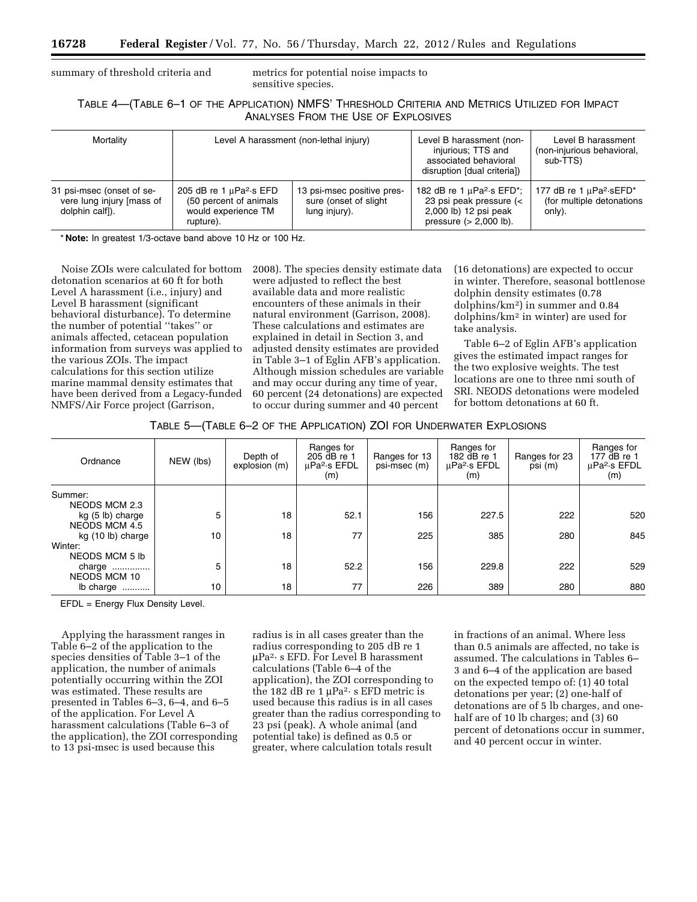summary of threshold criteria and metrics for potential noise impacts to sensitive species.

TABLE 4—(TABLE 6–1 OF THE APPLICATION) NMFS' THRESHOLD CRITERIA AND METRICS UTILIZED FOR IMPACT ANALYSES FROM THE USE OF EXPLOSIVES

| Mortality | Level A harassment (non-lethal injury) | | Level B harassment (non-injurious; TTS and associated behavioral disruption [dual criteria]) | Level B harassment (non-injurious behavioral, sub-TTS) |
|---|---|---|---|---|
| 31 psi-msec (onset of severe lung injury [mass of dolphin calf]). | 205 dB re 1 μPa²·s EFD (50 percent of animals would experience TM rupture). | 13 psi-msec positive pressure (onset of slight lung injury). | 182 dB re 1 μPa²·s EFD*; 23 psi peak pressure (< 2,000 lb) 12 psi peak pressure (> 2,000 lb). | 177 dB re 1 μPa²·sEFD* (for multiple detonations only). |

* **Note:** In greatest 1/3-octave band above 10 Hz or 100 Hz.

Noise ZOIs were calculated for bottom detonation scenarios at 60 ft for both Level A harassment (i.e., injury) and Level B harassment (significant behavioral disturbance). To determine the number of potential ''takes'' or animals affected, cetacean population information from surveys was applied to the various ZOIs. The impact calculations for this section utilize marine mammal density estimates that have been derived from a Legacy-funded NMFS/Air Force project (Garrison, 2008). The species density estimate data were adjusted to reflect the best available data and more realistic encounters of these animals in their natural environment (Garrison, 2008). These calculations and estimates are explained in detail in Section 3, and adjusted density estimates are provided in Table 3–1 of Eglin AFB's application. Although mission schedules are variable and may occur during any time of year, 60 percent (24 detonations) are expected to occur during summer and 40 percent (16 detonations) are expected to occur in winter. Therefore, seasonal bottlenose dolphin density estimates (0.78 dolphins/km²) in summer and 0.84 dolphins/km² in winter) are used for take analysis.

Table 6–2 of Eglin AFB's application gives the estimated impact ranges for the two explosive weights. The test locations are one to three nmi south of SRI. NEODS detonations were modeled for bottom detonations at 60 ft.

TABLE 5—(TABLE 6–2 OF THE APPLICATION) ZOI FOR UNDERWATER EXPLOSIONS

| Ordnance | NEW (lbs) | Depth of explosion (m) | Ranges for 205 dB re 1 μPa²·s EFDL (m) | Ranges for 13 psi-msec (m) | Ranges for 182 dB re 1 μPa²·s EFDL (m) | Ranges for 23 psi (m) | Ranges for 177 dB re 1 μPa²·s EFDL (m) |
|---|---|---|---|---|---|---|---|
| Summer: | | | | | | | |
| NEODS MCM 2.3 kg (5 lb) charge | 5 | 18 | 52.1 | 156 | 227.5 | 222 | 520 |
| NEODS MCM 4.5 kg (10 lb) charge | 10 | 18 | 77 | 225 | 385 | 280 | 845 |
| Winter: | | | | | | | |
| NEODS MCM 5 lb charge | 5 | 18 | 52.2 | 156 | 229.8 | 222 | 529 |
| NEODS MCM 10 lb charge | 10 | 18 | 77 | 226 | 389 | 280 | 880 |

EFDL = Energy Flux Density Level.

Applying the harassment ranges in Table 6–2 of the application to the species densities of Table 3–1 of the application, the number of animals potentially occurring within the ZOI was estimated. These results are presented in Tables 6–3, 6–4, and 6–5 of the application. For Level A harassment calculations (Table 6–3 of the application), the ZOI corresponding to 13 psi-msec is used because this radius is in all cases greater than the radius corresponding to 205 dB re 1 μPa²· s EFD. For Level B harassment calculations (Table 6–4 of the application), the ZOI corresponding to the 182 dB re 1 μPa²· s EFD metric is used because this radius is in all cases greater than the radius corresponding to 23 psi (peak). A whole animal (and potential take) is defined as 0.5 or greater, where calculation totals result in fractions of an animal. Where less than 0.5 animals are affected, no take is assumed. The calculations in Tables 6–3 and 6–4 of the application are based on the expected tempo of: (1) 40 total detonations per year; (2) one-half of detonations are of 5 lb charges, and one-half are of 10 lb charges; and (3) 60 percent of detonations occur in summer, and 40 percent occur in winter.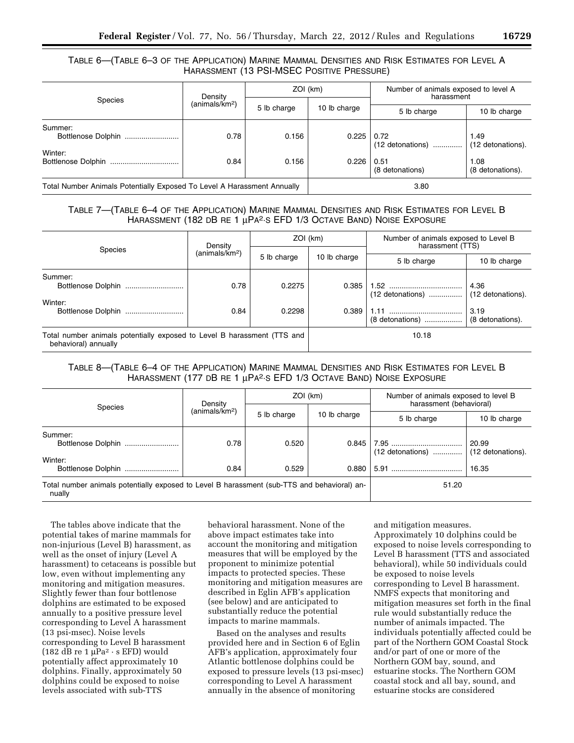TABLE 6—(TABLE 6–3 OF THE APPLICATION) MARINE MAMMAL DENSITIES AND RISK ESTIMATES FOR LEVEL A HARASSMENT (13 PSI-MSEC POSITIVE PRESSURE)

| Species | Density (animals/km²) | ZOI (km) | | Number of animals exposed to level A harassment | |
|---|---|---|---|---|---|
| | | 5 lb charge | 10 lb charge | 5 lb charge | 10 lb charge |
| Summer: Bottlenose Dolphin | 0.78 | 0.156 | 0.225 | 0.72 (12 detonations) | 1.49 (12 detonations). |
| Winter: Bottlenose Dolphin | 0.84 | 0.156 | 0.226 | 0.51 (8 detonations) | 1.08 (8 detonations). |
| Total Number Animals Potentially Exposed To Level A Harassment Annually | | | | 3.80 | |

TABLE 7—(TABLE 6–4 OF THE APPLICATION) MARINE MAMMAL DENSITIES AND RISK ESTIMATES FOR LEVEL B HARASSMENT (182 DB RE 1 μPA²·S EFD 1/3 OCTAVE BAND) NOISE EXPOSURE

| Species | Density (animals/km²) | ZOI (km) | | Number of animals exposed to Level B harassment (TTS) | |
|---|---|---|---|---|---|
| | | 5 lb charge | 10 lb charge | 5 lb charge | 10 lb charge |
| Summer: Bottlenose Dolphin | 0.78 | 0.2275 | 0.385 | 1.52 (12 detonations) | 4.36 (12 detonations). |
| Winter: Bottlenose Dolphin | 0.84 | 0.2298 | 0.389 | 1.11 (8 detonations) | 3.19 (8 detonations). |
| Total number animals potentially exposed to Level B harassment (TTS and behavioral) annually | | | | 10.18 | |

TABLE 8—(TABLE 6–4 OF THE APPLICATION) MARINE MAMMAL DENSITIES AND RISK ESTIMATES FOR LEVEL B HARASSMENT (177 DB RE 1 μPA²·S EFD 1/3 OCTAVE BAND) NOISE EXPOSURE

| Species | Density (animals/km²) | ZOI (km) | | Number of animals exposed to level B harassment (behavioral) | |
|---|---|---|---|---|---|
| | | 5 lb charge | 10 lb charge | 5 lb charge | 10 lb charge |
| Summer: Bottlenose Dolphin | 0.78 | 0.520 | 0.845 | 7.95 (12 detonations) | 20.99 (12 detonations). |
| Winter: Bottlenose Dolphin | 0.84 | 0.529 | 0.880 | 5.91 | 16.35 |
| Total number animals potentially exposed to Level B harassment (sub-TTS and behavioral) annually | | | | 51.20 | |

The tables above indicate that the potential takes of marine mammals for non-injurious (Level B) harassment, as well as the onset of injury (Level A harassment) to cetaceans is possible but low, even without implementing any monitoring and mitigation measures. Slightly fewer than four bottlenose dolphins are estimated to be exposed annually to a positive pressure level corresponding to Level A harassment (13 psi-msec). Noise levels corresponding to Level B harassment (182 dB re 1 μPa² · s EFD) would potentially affect approximately 10 dolphins. Finally, approximately 50 dolphins could be exposed to noise levels associated with sub-TTS behavioral harassment. None of the above impact estimates take into account the monitoring and mitigation measures that will be employed by the proponent to minimize potential impacts to protected species. These monitoring and mitigation measures are described in Eglin AFB's application (see below) and are anticipated to substantially reduce the potential impacts to marine mammals.

Based on the analyses and results provided here and in Section 6 of Eglin AFB's application, approximately four Atlantic bottlenose dolphins could be exposed to pressure levels (13 psi-msec) corresponding to Level A harassment annually in the absence of monitoring and mitigation measures. Approximately 10 dolphins could be exposed to noise levels corresponding to Level B harassment (TTS and associated behavioral), while 50 individuals could be exposed to noise levels corresponding to Level B harassment. NMFS expects that monitoring and mitigation measures set forth in the final rule would substantially reduce the number of animals impacted. The individuals potentially affected could be part of the Northern GOM Coastal Stock and/or part of one or more of the Northern GOM bay, sound, and estuarine stocks. The Northern GOM coastal stock and all bay, sound, and estuarine stocks are considered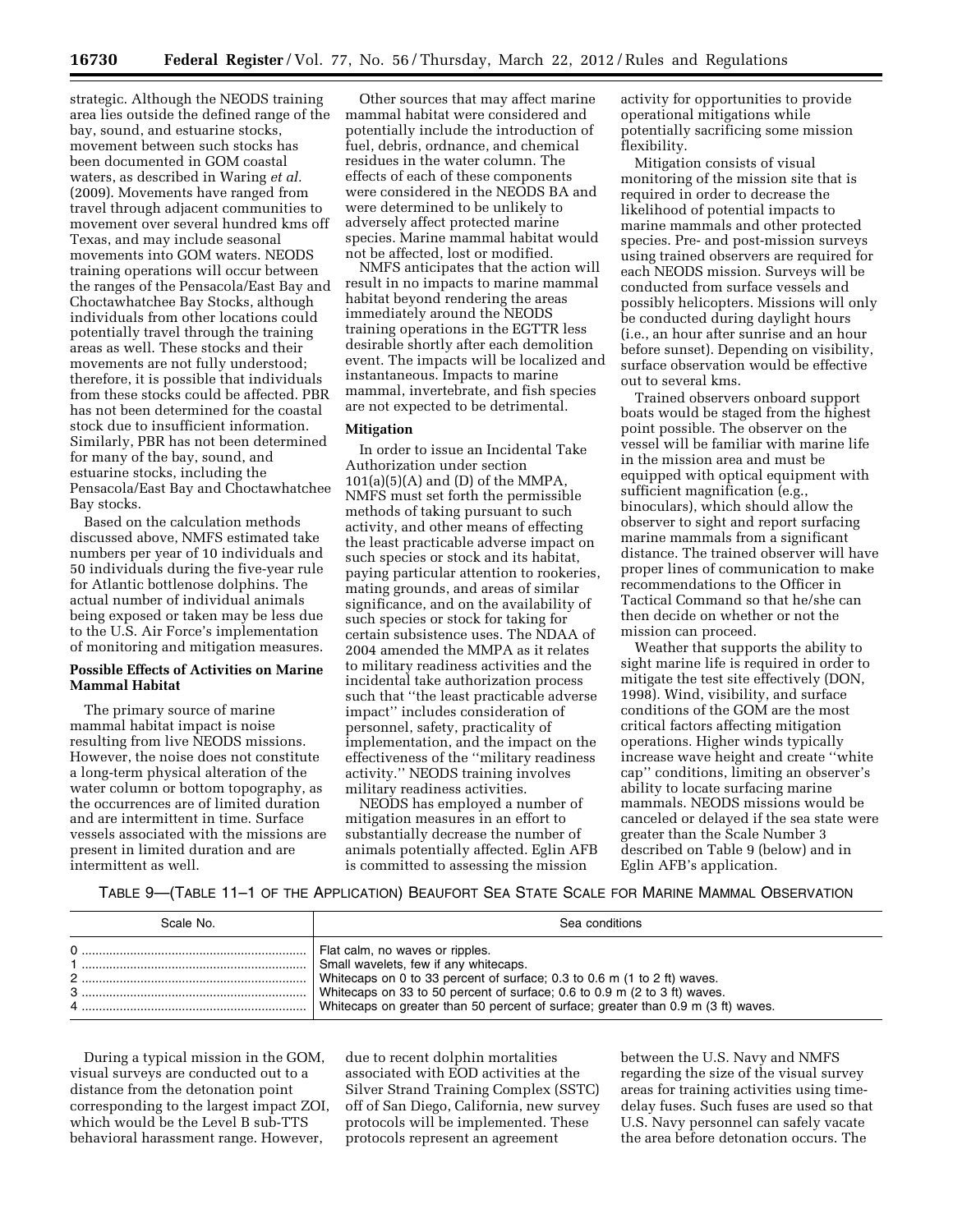strategic. Although the NEODS training area lies outside the defined range of the bay, sound, and estuarine stocks, movement between such stocks has been documented in GOM coastal waters, as described in Waring *et al.* (2009). Movements have ranged from travel through adjacent communities to movement over several hundred kms off Texas, and may include seasonal movements into GOM waters. NEODS training operations will occur between the ranges of the Pensacola/East Bay and Choctawhatchee Bay Stocks, although individuals from other locations could potentially travel through the training areas as well. These stocks and their movements are not fully understood; therefore, it is possible that individuals from these stocks could be affected. PBR has not been determined for the coastal stock due to insufficient information. Similarly, PBR has not been determined for many of the bay, sound, and estuarine stocks, including the Pensacola/East Bay and Choctawhatchee Bay stocks.

Based on the calculation methods discussed above, NMFS estimated take numbers per year of 10 individuals and 50 individuals during the five-year rule for Atlantic bottlenose dolphins. The actual number of individual animals being exposed or taken may be less due to the U.S. Air Force's implementation of monitoring and mitigation measures.

**Possible Effects of Activities on Marine Mammal Habitat**

The primary source of marine mammal habitat impact is noise resulting from live NEODS missions. However, the noise does not constitute a long-term physical alteration of the water column or bottom topography, as the occurrences are of limited duration and are intermittent in time. Surface vessels associated with the missions are present in limited duration and are intermittent as well.

Other sources that may affect marine mammal habitat were considered and potentially include the introduction of fuel, debris, ordnance, and chemical residues in the water column. The effects of each of these components were considered in the NEODS BA and were determined to be unlikely to adversely affect protected marine species. Marine mammal habitat would not be affected, lost or modified.

NMFS anticipates that the action will result in no impacts to marine mammal habitat beyond rendering the areas immediately around the NEODS training operations in the EGTTR less desirable shortly after each demolition event. The impacts will be localized and instantaneous. Impacts to marine mammal, invertebrate, and fish species are not expected to be detrimental.

**Mitigation**

In order to issue an Incidental Take Authorization under section 101(a)(5)(A) and (D) of the MMPA, NMFS must set forth the permissible methods of taking pursuant to such activity, and other means of effecting the least practicable adverse impact on such species or stock and its habitat, paying particular attention to rookeries, mating grounds, and areas of similar significance, and on the availability of such species or stock for taking for certain subsistence uses. The NDAA of 2004 amended the MMPA as it relates to military readiness activities and the incidental take authorization process such that ''the least practicable adverse impact'' includes consideration of personnel, safety, practicality of implementation, and the impact on the effectiveness of the ''military readiness activity.'' NEODS training involves military readiness activities.

NEODS has employed a number of mitigation measures in an effort to substantially decrease the number of animals potentially affected. Eglin AFB is committed to assessing the mission activity for opportunities to provide operational mitigations while potentially sacrificing some mission flexibility.

Mitigation consists of visual monitoring of the mission site that is required in order to decrease the likelihood of potential impacts to marine mammals and other protected species. Pre- and post-mission surveys using trained observers are required for each NEODS mission. Surveys will be conducted from surface vessels and possibly helicopters. Missions will only be conducted during daylight hours (i.e., an hour after sunrise and an hour before sunset). Depending on visibility, surface observation would be effective out to several kms.

Trained observers onboard support boats would be staged from the highest point possible. The observer on the vessel will be familiar with marine life in the mission area and must be equipped with optical equipment with sufficient magnification (e.g., binoculars), which should allow the observer to sight and report surfacing marine mammals from a significant distance. The trained observer will have proper lines of communication to make recommendations to the Officer in Tactical Command so that he/she can then decide on whether or not the mission can proceed.

Weather that supports the ability to sight marine life is required in order to mitigate the test site effectively (DON, 1998). Wind, visibility, and surface conditions of the GOM are the most critical factors affecting mitigation operations. Higher winds typically increase wave height and create ''white cap'' conditions, limiting an observer's ability to locate surfacing marine mammals. NEODS missions would be canceled or delayed if the sea state were greater than the Scale Number 3 described on Table 9 (below) and in Eglin AFB's application.

TABLE 9—(TABLE 11–1 OF THE APPLICATION) BEAUFORT SEA STATE SCALE FOR MARINE MAMMAL OBSERVATION

| Scale No. | Sea conditions |
|---|---|
| 0 | Flat calm, no waves or ripples. |
| 1 | Small wavelets, few if any whitecaps. |
| 2 | Whitecaps on 0 to 33 percent of surface; 0.3 to 0.6 m (1 to 2 ft) waves. |
| 3 | Whitecaps on 33 to 50 percent of surface; 0.6 to 0.9 m (2 to 3 ft) waves. |
| 4 | Whitecaps on greater than 50 percent of surface; greater than 0.9 m (3 ft) waves. |

During a typical mission in the GOM, visual surveys are conducted out to a distance from the detonation point corresponding to the largest impact ZOI, which would be the Level B sub-TTS behavioral harassment range. However, due to recent dolphin mortalities associated with EOD activities at the Silver Strand Training Complex (SSTC) off of San Diego, California, new survey protocols will be implemented. These protocols represent an agreement between the U.S. Navy and NMFS regarding the size of the visual survey areas for training activities using time-delay fuses. Such fuses are used so that U.S. Navy personnel can safely vacate the area before detonation occurs. The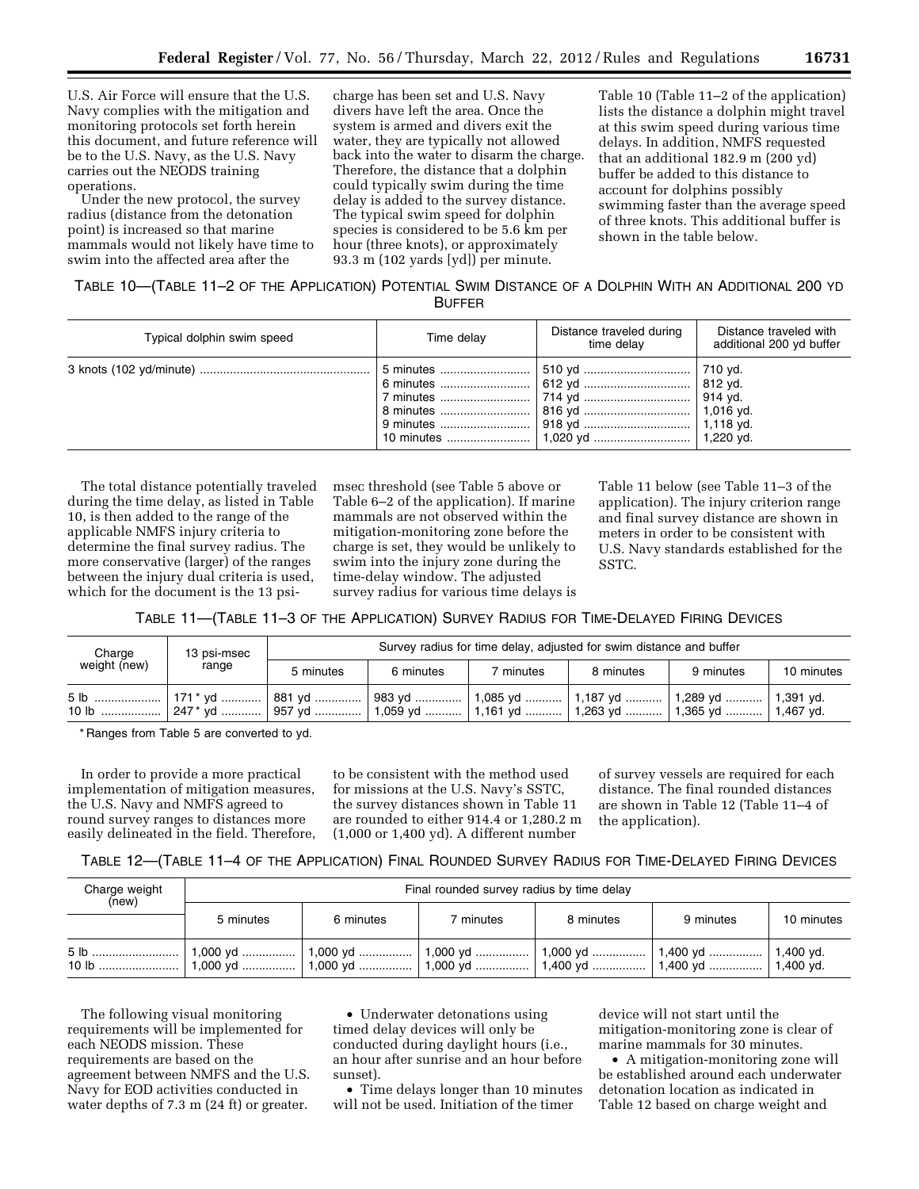U.S. Air Force will ensure that the U.S. Navy complies with the mitigation and monitoring protocols set forth herein this document, and future reference will be to the U.S. Navy, as the U.S. Navy carries out the NEODS training operations.

Under the new protocol, the survey radius (distance from the detonation point) is increased so that marine mammals would not likely have time to swim into the affected area after the charge has been set and U.S. Navy divers have left the area. Once the system is armed and divers exit the water, they are typically not allowed back into the water to disarm the charge. Therefore, the distance that a dolphin could typically swim during the time delay is added to the survey distance. The typical swim speed for dolphin species is considered to be 5.6 km per hour (three knots), or approximately 93.3 m (102 yards [yd]) per minute. Table 10 (Table 11–2 of the application) lists the distance a dolphin might travel at this swim speed during various time delays. In addition, NMFS requested that an additional 182.9 m (200 yd) buffer be added to this distance to account for dolphins possibly swimming faster than the average speed of three knots. This additional buffer is shown in the table below.

TABLE 10—(TABLE 11–2 OF THE APPLICATION) POTENTIAL SWIM DISTANCE OF A DOLPHIN WITH AN ADDITIONAL 200 YD BUFFER

| Typical dolphin swim speed | Time delay | Distance traveled during time delay | Distance traveled with additional 200 yd buffer |
|---|---|---|---|
| 3 knots (102 yd/minute) | 5 minutes | 510 yd | 710 yd. |
| | 6 minutes | 612 yd | 812 yd. |
| | 7 minutes | 714 yd | 914 yd. |
| | 8 minutes | 816 yd | 1,016 yd. |
| | 9 minutes | 918 yd | 1,118 yd. |
| | 10 minutes | 1,020 yd | 1,220 yd. |

The total distance potentially traveled during the time delay, as listed in Table 10, is then added to the range of the applicable NMFS injury criteria to determine the final survey radius. The more conservative (larger) of the ranges between the injury dual criteria is used, which for the document is the 13 psi-msec threshold (see Table 5 above or Table 6–2 of the application). If marine mammals are not observed within the mitigation-monitoring zone before the charge is set, they would be unlikely to swim into the injury zone during the time-delay window. The adjusted survey radius for various time delays is Table 11 below (see Table 11–3 of the application). The injury criterion range and final survey distance are shown in meters in order to be consistent with U.S. Navy standards established for the SSTC.

TABLE 11—(TABLE 11–3 OF THE APPLICATION) SURVEY RADIUS FOR TIME-DELAYED FIRING DEVICES

| Charge weight (new) | 13 psi-msec range | Survey radius for time delay, adjusted for swim distance and buffer | | | | | |
|---|---|---|---|---|---|---|---|
| | | 5 minutes | 6 minutes | 7 minutes | 8 minutes | 9 minutes | 10 minutes |
| 5 lb | 171 * yd | 881 yd | 983 yd | 1,085 yd | 1,187 yd | 1,289 yd | 1,391 yd. |
| 10 lb | 247 * yd | 957 yd | 1,059 yd | 1,161 yd | 1,263 yd | 1,365 yd | 1,467 yd. |

* Ranges from Table 5 are converted to yd.

In order to provide a more practical implementation of mitigation measures, the U.S. Navy and NMFS agreed to round survey ranges to distances more easily delineated in the field. Therefore, to be consistent with the method used for missions at the U.S. Navy's SSTC, the survey distances shown in Table 11 are rounded to either 914.4 or 1,280.2 m (1,000 or 1,400 yd). A different number of survey vessels are required for each distance. The final rounded distances are shown in Table 12 (Table 11–4 of the application).

TABLE 12—(TABLE 11–4 OF THE APPLICATION) FINAL ROUNDED SURVEY RADIUS FOR TIME-DELAYED FIRING DEVICES

| Charge weight (new) | Final rounded survey radius by time delay | | | | | |
|---|---|---|---|---|---|---|
| | 5 minutes | 6 minutes | 7 minutes | 8 minutes | 9 minutes | 10 minutes |
| 5 lb | 1,000 yd | 1,000 yd | 1,000 yd | 1,000 yd | 1,400 yd | 1,400 yd. |
| 10 lb | 1,000 yd | 1,000 yd | 1,000 yd | 1,400 yd | 1,400 yd | 1,400 yd. |

The following visual monitoring requirements will be implemented for each NEODS mission. These requirements are based on the agreement between NMFS and the U.S. Navy for EOD activities conducted in water depths of 7.3 m (24 ft) or greater.

- Underwater detonations using timed delay devices will only be conducted during daylight hours (i.e., an hour after sunrise and an hour before sunset).
- Time delays longer than 10 minutes will not be used. Initiation of the timer device will not start until the mitigation-monitoring zone is clear of marine mammals for 30 minutes.
- A mitigation-monitoring zone will be established around each underwater detonation location as indicated in Table 12 based on charge weight and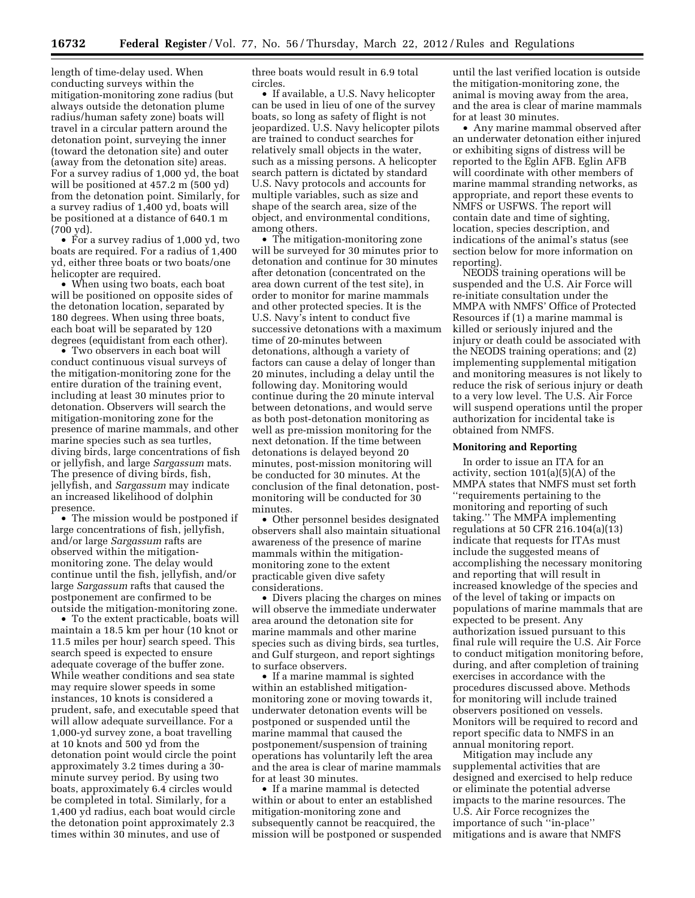length of time-delay used. When conducting surveys within the mitigation-monitoring zone radius (but always outside the detonation plume radius/human safety zone) boats will travel in a circular pattern around the detonation point, surveying the inner (toward the detonation site) and outer (away from the detonation site) areas. For a survey radius of 1,000 yd, the boat will be positioned at 457.2 m (500 yd) from the detonation point. Similarly, for a survey radius of 1,400 yd, boats will be positioned at a distance of 640.1 m (700 yd).

- For a survey radius of 1,000 yd, two boats are required. For a radius of 1,400 yd, either three boats or two boats/one helicopter are required.
- When using two boats, each boat will be positioned on opposite sides of the detonation location, separated by 180 degrees. When using three boats, each boat will be separated by 120 degrees (equidistant from each other).
- Two observers in each boat will conduct continuous visual surveys of the mitigation-monitoring zone for the entire duration of the training event, including at least 30 minutes prior to detonation. Observers will search the mitigation-monitoring zone for the presence of marine mammals, and other marine species such as sea turtles, diving birds, large concentrations of fish or jellyfish, and large *Sargassum* mats. The presence of diving birds, fish, jellyfish, and *Sargassum* may indicate an increased likelihood of dolphin presence.
- The mission would be postponed if large concentrations of fish, jellyfish, and/or large *Sargassum* rafts are observed within the mitigation-monitoring zone. The delay would continue until the fish, jellyfish, and/or large *Sargassum* rafts that caused the postponement are confirmed to be outside the mitigation-monitoring zone.
- To the extent practicable, boats will maintain a 18.5 km per hour (10 knot or 11.5 miles per hour) search speed. This search speed is expected to ensure adequate coverage of the buffer zone. While weather conditions and sea state may require slower speeds in some instances, 10 knots is considered a prudent, safe, and executable speed that will allow adequate surveillance. For a 1,000-yd survey zone, a boat travelling at 10 knots and 500 yd from the detonation point would circle the point approximately 3.2 times during a 30-minute survey period. By using two boats, approximately 6.4 circles would be completed in total. Similarly, for a 1,400 yd radius, each boat would circle the detonation point approximately 2.3 times within 30 minutes, and use of three boats would result in 6.9 total circles.
- If available, a U.S. Navy helicopter can be used in lieu of one of the survey boats, so long as safety of flight is not jeopardized. U.S. Navy helicopter pilots are trained to conduct searches for relatively small objects in the water, such as a missing persons. A helicopter search pattern is dictated by standard U.S. Navy protocols and accounts for multiple variables, such as size and shape of the search area, size of the object, and environmental conditions, among others.
- The mitigation-monitoring zone will be surveyed for 30 minutes prior to detonation and continue for 30 minutes after detonation (concentrated on the area down current of the test site), in order to monitor for marine mammals and other protected species. It is the U.S. Navy's intent to conduct five successive detonations with a maximum time of 20-minutes between detonations, although a variety of factors can cause a delay of longer than 20 minutes, including a delay until the following day. Monitoring would continue during the 20 minute interval between detonations, and would serve as both post-detonation monitoring as well as pre-mission monitoring for the next detonation. If the time between detonations is delayed beyond 20 minutes, post-mission monitoring will be conducted for 30 minutes. At the conclusion of the final detonation, post-monitoring will be conducted for 30 minutes.
- Other personnel besides designated observers shall also maintain situational awareness of the presence of marine mammals within the mitigation-monitoring zone to the extent practicable given dive safety considerations.
- Divers placing the charges on mines will observe the immediate underwater area around the detonation site for marine mammals and other marine species such as diving birds, sea turtles, and Gulf sturgeon, and report sightings to surface observers.
- If a marine mammal is sighted within an established mitigation-monitoring zone or moving towards it, underwater detonation events will be postponed or suspended until the marine mammal that caused the postponement/suspension of training operations has voluntarily left the area and the area is clear of marine mammals for at least 30 minutes.
- If a marine mammal is detected within or about to enter an established mitigation-monitoring zone and subsequently cannot be reacquired, the mission will be postponed or suspended until the last verified location is outside the mitigation-monitoring zone, the animal is moving away from the area, and the area is clear of marine mammals for at least 30 minutes.
- Any marine mammal observed after an underwater detonation either injured or exhibiting signs of distress will be reported to the Eglin AFB. Eglin AFB will coordinate with other members of marine mammal stranding networks, as appropriate, and report these events to NMFS or USFWS. The report will contain date and time of sighting, location, species description, and indications of the animal's status (see section below for more information on reporting).

NEODS training operations will be suspended and the U.S. Air Force will re-initiate consultation under the MMPA with NMFS' Office of Protected Resources if (1) a marine mammal is killed or seriously injured and the injury or death could be associated with the NEODS training operations; and (2) implementing supplemental mitigation and monitoring measures is not likely to reduce the risk of serious injury or death to a very low level. The U.S. Air Force will suspend operations until the proper authorization for incidental take is obtained from NMFS.

## Monitoring and Reporting

In order to issue an ITA for an activity, section 101(a)(5)(A) of the MMPA states that NMFS must set forth ''requirements pertaining to the monitoring and reporting of such taking.'' The MMPA implementing regulations at 50 CFR 216.104(a)(13) indicate that requests for ITAs must include the suggested means of accomplishing the necessary monitoring and reporting that will result in increased knowledge of the species and of the level of taking or impacts on populations of marine mammals that are expected to be present. Any authorization issued pursuant to this final rule will require the U.S. Air Force to conduct mitigation monitoring before, during, and after completion of training exercises in accordance with the procedures discussed above. Methods for monitoring will include trained observers positioned on vessels. Monitors will be required to record and report specific data to NMFS in an annual monitoring report.

Mitigation may include any supplemental activities that are designed and exercised to help reduce or eliminate the potential adverse impacts to the marine resources. The U.S. Air Force recognizes the importance of such ''in-place'' mitigations and is aware that NMFS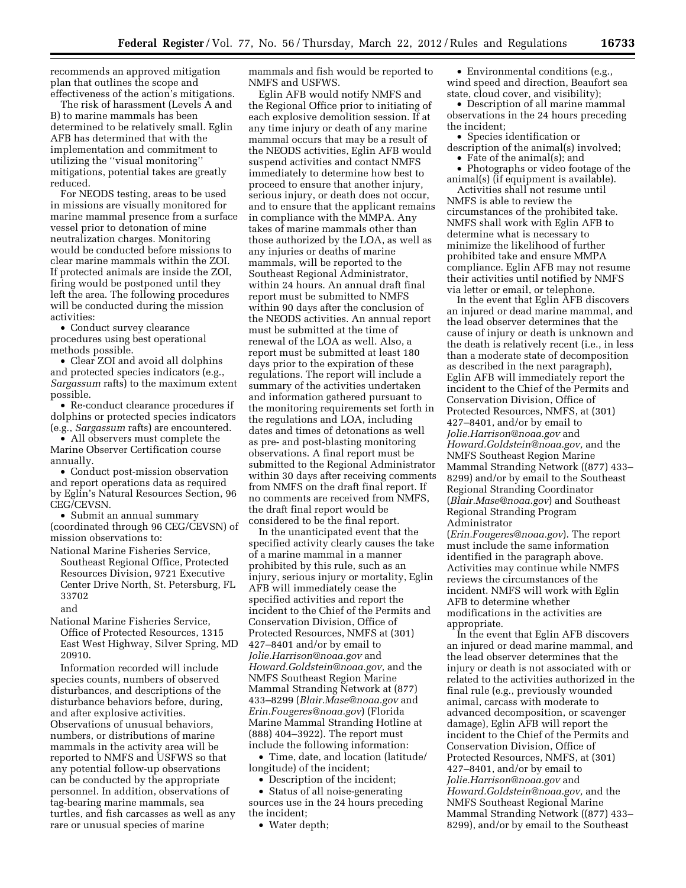recommends an approved mitigation plan that outlines the scope and effectiveness of the action's mitigations.

The risk of harassment (Levels A and B) to marine mammals has been determined to be relatively small. Eglin AFB has determined that with the implementation and commitment to utilizing the ''visual monitoring'' mitigations, potential takes are greatly reduced.

For NEODS testing, areas to be used in missions are visually monitored for marine mammal presence from a surface vessel prior to detonation of mine neutralization charges. Monitoring would be conducted before missions to clear marine mammals within the ZOI. If protected animals are inside the ZOI, firing would be postponed until they left the area. The following procedures will be conducted during the mission activities:

- Conduct survey clearance procedures using best operational methods possible.
- Clear ZOI and avoid all dolphins and protected species indicators (e.g., *Sargassum* rafts) to the maximum extent possible.
- Re-conduct clearance procedures if dolphins or protected species indicators (e.g., *Sargassum* rafts) are encountered.
- All observers must complete the Marine Observer Certification course annually.
- Conduct post-mission observation and report operations data as required by Eglin's Natural Resources Section, 96 CEG/CEVSN.
- Submit an annual summary (coordinated through 96 CEG/CEVSN) of mission observations to:

National Marine Fisheries Service, Southeast Regional Office, Protected Resources Division, 9721 Executive Center Drive North, St. Petersburg, FL 33702

and

National Marine Fisheries Service, Office of Protected Resources, 1315 East West Highway, Silver Spring, MD 20910.

Information recorded will include species counts, numbers of observed disturbances, and descriptions of the disturbance behaviors before, during, and after explosive activities. Observations of unusual behaviors, numbers, or distributions of marine mammals in the activity area will be reported to NMFS and USFWS so that any potential follow-up observations can be conducted by the appropriate personnel. In addition, observations of tag-bearing marine mammals, sea turtles, and fish carcasses as well as any rare or unusual species of marine mammals and fish would be reported to NMFS and USFWS.

Eglin AFB would notify NMFS and the Regional Office prior to initiating of each explosive demolition session. If at any time injury or death of any marine mammal occurs that may be a result of the NEODS activities, Eglin AFB would suspend activities and contact NMFS immediately to determine how best to proceed to ensure that another injury, serious injury, or death does not occur, and to ensure that the applicant remains in compliance with the MMPA. Any takes of marine mammals other than those authorized by the LOA, as well as any injuries or deaths of marine mammals, will be reported to the Southeast Regional Administrator, within 24 hours. An annual draft final report must be submitted to NMFS within 90 days after the conclusion of the NEODS activities. An annual report must be submitted at the time of renewal of the LOA as well. Also, a report must be submitted at least 180 days prior to the expiration of these regulations. The report will include a summary of the activities undertaken and information gathered pursuant to the monitoring requirements set forth in the regulations and LOA, including dates and times of detonations as well as pre- and post-blasting monitoring observations. A final report must be submitted to the Regional Administrator within 30 days after receiving comments from NMFS on the draft final report. If no comments are received from NMFS, the draft final report would be considered to be the final report.

In the unanticipated event that the specified activity clearly causes the take of a marine mammal in a manner prohibited by this rule, such as an injury, serious injury or mortality, Eglin AFB will immediately cease the specified activities and report the incident to the Chief of the Permits and Conservation Division, Office of Protected Resources, NMFS at (301) 427–8401 and/or by email to *Jolie.Harrison@noaa.gov* and *Howard.Goldstein@noaa.gov,* and the NMFS Southeast Region Marine Mammal Stranding Network at (877) 433–8299 (*Blair.Mase@noaa.gov* and *Erin.Fougeres@noaa.gov*) (Florida Marine Mammal Stranding Hotline at (888) 404–3922). The report must include the following information:

- Time, date, and location (latitude/longitude) of the incident;
- Description of the incident;
- Status of all noise-generating sources use in the 24 hours preceding the incident;
- Water depth;
- Environmental conditions (e.g., wind speed and direction, Beaufort sea state, cloud cover, and visibility);
- Description of all marine mammal observations in the 24 hours preceding the incident;
- Species identification or description of the animal(s) involved;
- Fate of the animal(s); and
- Photographs or video footage of the animal(s) (if equipment is available).

Activities shall not resume until NMFS is able to review the circumstances of the prohibited take. NMFS shall work with Eglin AFB to determine what is necessary to minimize the likelihood of further prohibited take and ensure MMPA compliance. Eglin AFB may not resume their activities until notified by NMFS via letter or email, or telephone.

In the event that Eglin AFB discovers an injured or dead marine mammal, and the lead observer determines that the cause of injury or death is unknown and the death is relatively recent (i.e., in less than a moderate state of decomposition as described in the next paragraph), Eglin AFB will immediately report the incident to the Chief of the Permits and Conservation Division, Office of Protected Resources, NMFS, at (301) 427–8401, and/or by email to *Jolie.Harrison@noaa.gov* and *Howard.Goldstein@noaa.gov,* and the NMFS Southeast Region Marine Mammal Stranding Network ((877) 433–8299) and/or by email to the Southeast Regional Stranding Coordinator (*Blair.Mase@noaa.gov*) and Southeast Regional Stranding Program Administrator (*Erin.Fougeres@noaa.gov*). The report must include the same information identified in the paragraph above. Activities may continue while NMFS reviews the circumstances of the incident. NMFS will work with Eglin AFB to determine whether modifications in the activities are appropriate.

In the event that Eglin AFB discovers an injured or dead marine mammal, and the lead observer determines that the injury or death is not associated with or related to the activities authorized in the final rule (e.g., previously wounded animal, carcass with moderate to advanced decomposition, or scavenger damage), Eglin AFB will report the incident to the Chief of the Permits and Conservation Division, Office of Protected Resources, NMFS, at (301) 427–8401, and/or by email to *Jolie.Harrison@noaa.gov* and *Howard.Goldstein@noaa.gov,* and the NMFS Southeast Regional Marine Mammal Stranding Network ((877) 433–8299), and/or by email to the Southeast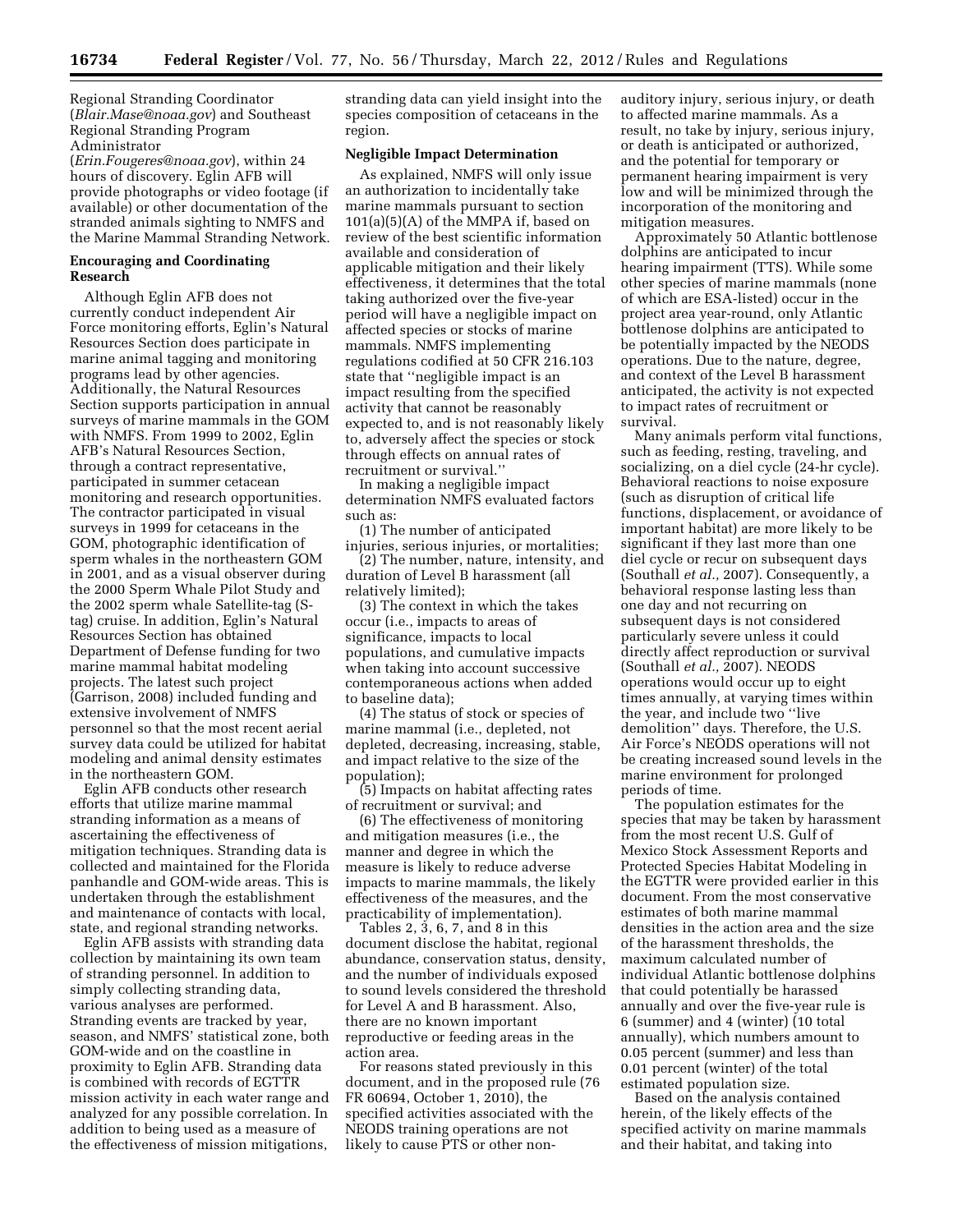Regional Stranding Coordinator (*Blair.Mase@noaa.gov*) and Southeast Regional Stranding Program Administrator (*Erin.Fougeres@noaa.gov*), within 24 hours of discovery. Eglin AFB will provide photographs or video footage (if available) or other documentation of the stranded animals sighting to NMFS and the Marine Mammal Stranding Network.

**Encouraging and Coordinating Research**

Although Eglin AFB does not currently conduct independent Air Force monitoring efforts, Eglin's Natural Resources Section does participate in marine animal tagging and monitoring programs lead by other agencies. Additionally, the Natural Resources Section supports participation in annual surveys of marine mammals in the GOM with NMFS. From 1999 to 2002, Eglin AFB's Natural Resources Section, through a contract representative, participated in summer cetacean monitoring and research opportunities. The contractor participated in visual surveys in 1999 for cetaceans in the GOM, photographic identification of sperm whales in the northeastern GOM in 2001, and as a visual observer during the 2000 Sperm Whale Pilot Study and the 2002 sperm whale Satellite-tag (S-tag) cruise. In addition, Eglin's Natural Resources Section has obtained Department of Defense funding for two marine mammal habitat modeling projects. The latest such project (Garrison, 2008) included funding and extensive involvement of NMFS personnel so that the most recent aerial survey data could be utilized for habitat modeling and animal density estimates in the northeastern GOM.

Eglin AFB conducts other research efforts that utilize marine mammal stranding information as a means of ascertaining the effectiveness of mitigation techniques. Stranding data is collected and maintained for the Florida panhandle and GOM-wide areas. This is undertaken through the establishment and maintenance of contacts with local, state, and regional stranding networks.

Eglin AFB assists with stranding data collection by maintaining its own team of stranding personnel. In addition to simply collecting stranding data, various analyses are performed. Stranding events are tracked by year, season, and NMFS' statistical zone, both GOM-wide and on the coastline in proximity to Eglin AFB. Stranding data is combined with records of EGTTR mission activity in each water range and analyzed for any possible correlation. In addition to being used as a measure of the effectiveness of mission mitigations, stranding data can yield insight into the species composition of cetaceans in the region.

**Negligible Impact Determination**

As explained, NMFS will only issue an authorization to incidentally take marine mammals pursuant to section 101(a)(5)(A) of the MMPA if, based on review of the best scientific information available and consideration of applicable mitigation and their likely effectiveness, it determines that the total taking authorized over the five-year period will have a negligible impact on affected species or stocks of marine mammals. NMFS implementing regulations codified at 50 CFR 216.103 state that ''negligible impact is an impact resulting from the specified activity that cannot be reasonably expected to, and is not reasonably likely to, adversely affect the species or stock through effects on annual rates of recruitment or survival.''

In making a negligible impact determination NMFS evaluated factors such as:

(1) The number of anticipated injuries, serious injuries, or mortalities;

(2) The number, nature, intensity, and duration of Level B harassment (all relatively limited);

(3) The context in which the takes occur (i.e., impacts to areas of significance, impacts to local populations, and cumulative impacts when taking into account successive contemporaneous actions when added to baseline data);

(4) The status of stock or species of marine mammal (i.e., depleted, not depleted, decreasing, increasing, stable, and impact relative to the size of the population);

(5) Impacts on habitat affecting rates of recruitment or survival; and

(6) The effectiveness of monitoring and mitigation measures (i.e., the manner and degree in which the measure is likely to reduce adverse impacts to marine mammals, the likely effectiveness of the measures, and the practicability of implementation).

Tables 2, 3, 6, 7, and 8 in this document disclose the habitat, regional abundance, conservation status, density, and the number of individuals exposed to sound levels considered the threshold for Level A and B harassment. Also, there are no known important reproductive or feeding areas in the action area.

For reasons stated previously in this document, and in the proposed rule (76 FR 60694, October 1, 2010), the specified activities associated with the NEODS training operations are not likely to cause PTS or other non-auditory injury, serious injury, or death to affected marine mammals. As a result, no take by injury, serious injury, or death is anticipated or authorized, and the potential for temporary or permanent hearing impairment is very low and will be minimized through the incorporation of the monitoring and mitigation measures.

Approximately 50 Atlantic bottlenose dolphins are anticipated to incur hearing impairment (TTS). While some other species of marine mammals (none of which are ESA-listed) occur in the project area year-round, only Atlantic bottlenose dolphins are anticipated to be potentially impacted by the NEODS operations. Due to the nature, degree, and context of the Level B harassment anticipated, the activity is not expected to impact rates of recruitment or survival.

Many animals perform vital functions, such as feeding, resting, traveling, and socializing, on a diel cycle (24-hr cycle). Behavioral reactions to noise exposure (such as disruption of critical life functions, displacement, or avoidance of important habitat) are more likely to be significant if they last more than one diel cycle or recur on subsequent days (Southall *et al.,* 2007). Consequently, a behavioral response lasting less than one day and not recurring on subsequent days is not considered particularly severe unless it could directly affect reproduction or survival (Southall *et al.,* 2007). NEODS operations would occur up to eight times annually, at varying times within the year, and include two ''live demolition'' days. Therefore, the U.S. Air Force's NEODS operations will not be creating increased sound levels in the marine environment for prolonged periods of time.

The population estimates for the species that may be taken by harassment from the most recent U.S. Gulf of Mexico Stock Assessment Reports and Protected Species Habitat Modeling in the EGTTR were provided earlier in this document. From the most conservative estimates of both marine mammal densities in the action area and the size of the harassment thresholds, the maximum calculated number of individual Atlantic bottlenose dolphins that could potentially be harassed annually and over the five-year rule is 6 (summer) and 4 (winter) (10 total annually), which numbers amount to 0.05 percent (summer) and less than 0.01 percent (winter) of the total estimated population size.

Based on the analysis contained herein, of the likely effects of the specified activity on marine mammals and their habitat, and taking into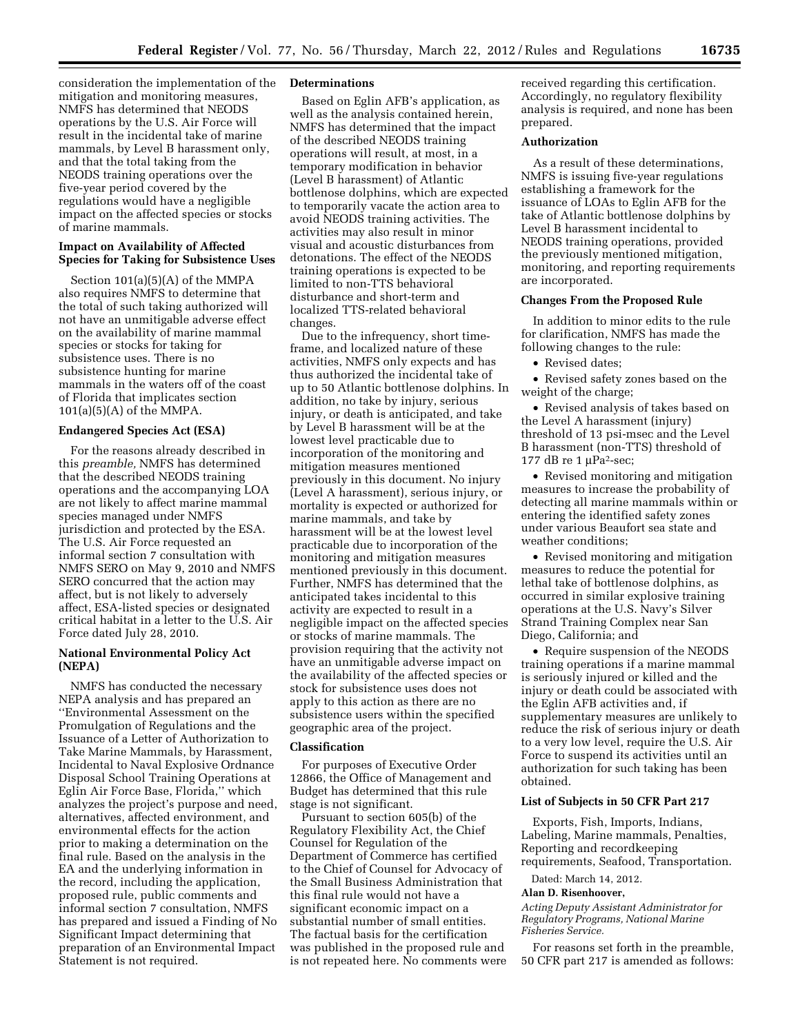consideration the implementation of the mitigation and monitoring measures, NMFS has determined that NEODS operations by the U.S. Air Force will result in the incidental take of marine mammals, by Level B harassment only, and that the total taking from the NEODS training operations over the five-year period covered by the regulations would have a negligible impact on the affected species or stocks of marine mammals.

### Impact on Availability of Affected Species for Taking for Subsistence Uses

Section 101(a)(5)(A) of the MMPA also requires NMFS to determine that the total of such taking authorized will not have an unmitigable adverse effect on the availability of marine mammal species or stocks for taking for subsistence uses. There is no subsistence hunting for marine mammals in the waters off of the coast of Florida that implicates section 101(a)(5)(A) of the MMPA.

### Endangered Species Act (ESA)

For the reasons already described in this *preamble,* NMFS has determined that the described NEODS training operations and the accompanying LOA are not likely to affect marine mammal species managed under NMFS jurisdiction and protected by the ESA. The U.S. Air Force requested an informal section 7 consultation with NMFS SERO on May 9, 2010 and NMFS SERO concurred that the action may affect, but is not likely to adversely affect, ESA-listed species or designated critical habitat in a letter to the U.S. Air Force dated July 28, 2010.

### National Environmental Policy Act (NEPA)

NMFS has conducted the necessary NEPA analysis and has prepared an ''Environmental Assessment on the Promulgation of Regulations and the Issuance of a Letter of Authorization to Take Marine Mammals, by Harassment, Incidental to Naval Explosive Ordnance Disposal School Training Operations at Eglin Air Force Base, Florida,'' which analyzes the project's purpose and need, alternatives, affected environment, and environmental effects for the action prior to making a determination on the final rule. Based on the analysis in the EA and the underlying information in the record, including the application, proposed rule, public comments and informal section 7 consultation, NMFS has prepared and issued a Finding of No Significant Impact determining that preparation of an Environmental Impact Statement is not required.

### Determinations

Based on Eglin AFB's application, as well as the analysis contained herein, NMFS has determined that the impact of the described NEODS training operations will result, at most, in a temporary modification in behavior (Level B harassment) of Atlantic bottlenose dolphins, which are expected to temporarily vacate the action area to avoid NEODS training activities. The activities may also result in minor visual and acoustic disturbances from detonations. The effect of the NEODS training operations is expected to be limited to non-TTS behavioral disturbance and short-term and localized TTS-related behavioral changes.

Due to the infrequency, short time-frame, and localized nature of these activities, NMFS only expects and has thus authorized the incidental take of up to 50 Atlantic bottlenose dolphins. In addition, no take by injury, serious injury, or death is anticipated, and take by Level B harassment will be at the lowest level practicable due to incorporation of the monitoring and mitigation measures mentioned previously in this document. No injury (Level A harassment), serious injury, or mortality is expected or authorized for marine mammals, and take by harassment will be at the lowest level practicable due to incorporation of the monitoring and mitigation measures mentioned previously in this document. Further, NMFS has determined that the anticipated takes incidental to this activity are expected to result in a negligible impact on the affected species or stocks of marine mammals. The provision requiring that the activity not have an unmitigable adverse impact on the availability of the affected species or stock for subsistence uses does not apply to this action as there are no subsistence users within the specified geographic area of the project.

### Classification

For purposes of Executive Order 12866, the Office of Management and Budget has determined that this rule stage is not significant.

Pursuant to section 605(b) of the Regulatory Flexibility Act, the Chief Counsel for Regulation of the Department of Commerce has certified to the Chief of Counsel for Advocacy of the Small Business Administration that this final rule would not have a significant economic impact on a substantial number of small entities. The factual basis for the certification was published in the proposed rule and is not repeated here. No comments were received regarding this certification. Accordingly, no regulatory flexibility analysis is required, and none has been prepared.

### Authorization

As a result of these determinations, NMFS is issuing five-year regulations establishing a framework for the issuance of LOAs to Eglin AFB for the take of Atlantic bottlenose dolphins by Level B harassment incidental to NEODS training operations, provided the previously mentioned mitigation, monitoring, and reporting requirements are incorporated.

### Changes From the Proposed Rule

In addition to minor edits to the rule for clarification, NMFS has made the following changes to the rule:

- Revised dates;
- Revised safety zones based on the weight of the charge;
- Revised analysis of takes based on the Level A harassment (injury) threshold of 13 psi-msec and the Level B harassment (non-TTS) threshold of 177 dB re 1 μPa$^2$-sec;
- Revised monitoring and mitigation measures to increase the probability of detecting all marine mammals within or entering the identified safety zones under various Beaufort sea state and weather conditions;
- Revised monitoring and mitigation measures to reduce the potential for lethal take of bottlenose dolphins, as occurred in similar explosive training operations at the U.S. Navy's Silver Strand Training Complex near San Diego, California; and
- Require suspension of the NEODS training operations if a marine mammal is seriously injured or killed and the injury or death could be associated with the Eglin AFB activities and, if supplementary measures are unlikely to reduce the risk of serious injury or death to a very low level, require the U.S. Air Force to suspend its activities until an authorization for such taking has been obtained.

### List of Subjects in 50 CFR Part 217

Exports, Fish, Imports, Indians, Labeling, Marine mammals, Penalties, Reporting and recordkeeping requirements, Seafood, Transportation.

Dated: March 14, 2012.

**Alan D. Risenhoover,**

*Acting Deputy Assistant Administrator for Regulatory Programs, National Marine Fisheries Service.*

For reasons set forth in the preamble, 50 CFR part 217 is amended as follows: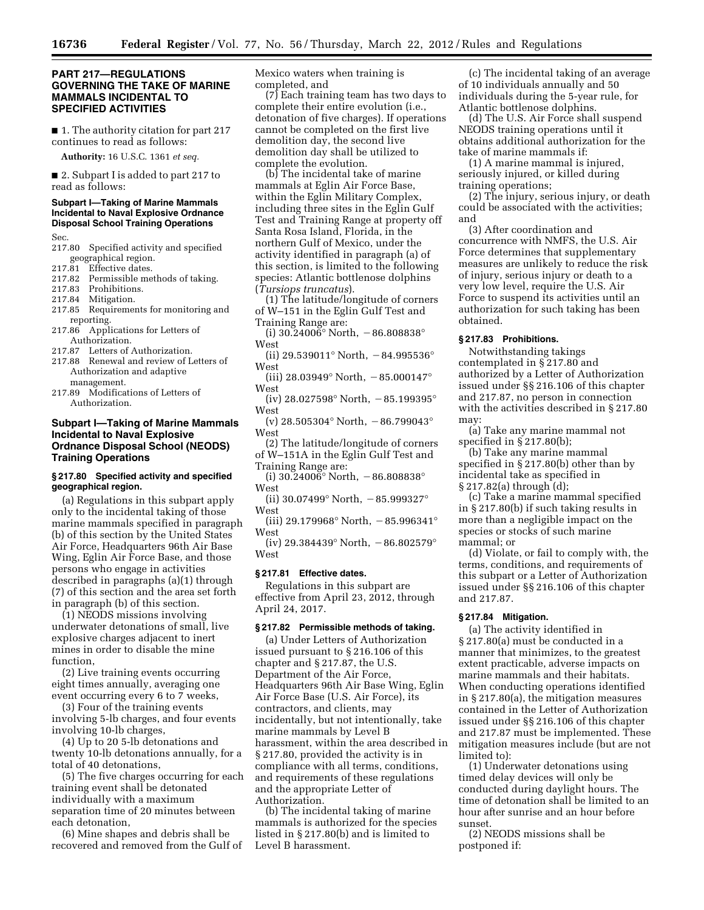## PART 217—REGULATIONS GOVERNING THE TAKE OF MARINE MAMMALS INCIDENTAL TO SPECIFIED ACTIVITIES

■ 1. The authority citation for part 217 continues to read as follows:

**Authority:** 16 U.S.C. 1361 *et seq.*

■ 2. Subpart I is added to part 217 to read as follows:

### Subpart I—Taking of Marine Mammals Incidental to Naval Explosive Ordnance Disposal School Training Operations

Sec.
217.80 Specified activity and specified geographical region.
217.81 Effective dates.
217.82 Permissible methods of taking.
217.83 Prohibitions.
217.84 Mitigation.
217.85 Requirements for monitoring and reporting.
217.86 Applications for Letters of Authorization.
217.87 Letters of Authorization.
217.88 Renewal and review of Letters of Authorization and adaptive management.
217.89 Modifications of Letters of Authorization.

### Subpart I—Taking of Marine Mammals Incidental to Naval Explosive Ordnance Disposal School (NEODS) Training Operations

#### § 217.80 Specified activity and specified geographical region.

(a) Regulations in this subpart apply only to the incidental taking of those marine mammals specified in paragraph (b) of this section by the United States Air Force, Headquarters 96th Air Base Wing, Eglin Air Force Base, and those persons who engage in activities described in paragraphs (a)(1) through (7) of this section and the area set forth in paragraph (b) of this section.

(1) NEODS missions involving underwater detonations of small, live explosive charges adjacent to inert mines in order to disable the mine function,

(2) Live training events occurring eight times annually, averaging one event occurring every 6 to 7 weeks,

(3) Four of the training events involving 5-lb charges, and four events involving 10-lb charges,

(4) Up to 20 5-lb detonations and twenty 10-lb detonations annually, for a total of 40 detonations,

(5) The five charges occurring for each training event shall be detonated individually with a maximum separation time of 20 minutes between each detonation,

(6) Mine shapes and debris shall be recovered and removed from the Gulf of Mexico waters when training is completed, and

(7) Each training team has two days to complete their entire evolution (i.e., detonation of five charges). If operations cannot be completed on the first live demolition day, the second live demolition day shall be utilized to complete the evolution.

(b) The incidental take of marine mammals at Eglin Air Force Base, within the Eglin Military Complex, including three sites in the Eglin Gulf Test and Training Range at property off Santa Rosa Island, Florida, in the northern Gulf of Mexico, under the activity identified in paragraph (a) of this section, is limited to the following species: Atlantic bottlenose dolphins (*Tursiops truncatus*).

(1) The latitude/longitude of corners of W–151 in the Eglin Gulf Test and Training Range are:

(i) 30.24006° North, −86.808838° West

(ii) 29.539011° North, −84.995536° West

(iii) 28.03949° North, −85.000147° West

(iv) 28.027598° North, −85.199395° West

(v) 28.505304° North, −86.799043° West

(2) The latitude/longitude of corners of W–151A in the Eglin Gulf Test and Training Range are:

(i) 30.24006° North, −86.808838° West

(ii) 30.07499° North, −85.999327° West

(iii) 29.179968° North, −85.996341° West

(iv) 29.384439° North, −86.802579° West

#### § 217.81 Effective dates.

Regulations in this subpart are effective from April 23, 2012, through April 24, 2017.

#### § 217.82 Permissible methods of taking.

(a) Under Letters of Authorization issued pursuant to § 216.106 of this chapter and § 217.87, the U.S. Department of the Air Force, Headquarters 96th Air Base Wing, Eglin Air Force Base (U.S. Air Force), its contractors, and clients, may incidentally, but not intentionally, take marine mammals by Level B harassment, within the area described in § 217.80, provided the activity is in compliance with all terms, conditions, and requirements of these regulations and the appropriate Letter of Authorization.

(b) The incidental taking of marine mammals is authorized for the species listed in § 217.80(b) and is limited to Level B harassment.

(c) The incidental taking of an average of 10 individuals annually and 50 individuals during the 5-year rule, for Atlantic bottlenose dolphins.

(d) The U.S. Air Force shall suspend NEODS training operations until it obtains additional authorization for the take of marine mammals if:

(1) A marine mammal is injured, seriously injured, or killed during training operations;

(2) The injury, serious injury, or death could be associated with the activities; and

(3) After coordination and concurrence with NMFS, the U.S. Air Force determines that supplementary measures are unlikely to reduce the risk of injury, serious injury or death to a very low level, require the U.S. Air Force to suspend its activities until an authorization for such taking has been obtained.

#### § 217.83 Prohibitions.

Notwithstanding takings contemplated in § 217.80 and authorized by a Letter of Authorization issued under §§ 216.106 of this chapter and 217.87, no person in connection with the activities described in § 217.80 may:

(a) Take any marine mammal not specified in § 217.80(b);

(b) Take any marine mammal specified in § 217.80(b) other than by incidental take as specified in § 217.82(a) through (d);

(c) Take a marine mammal specified in § 217.80(b) if such taking results in more than a negligible impact on the species or stocks of such marine mammal; or

(d) Violate, or fail to comply with, the terms, conditions, and requirements of this subpart or a Letter of Authorization issued under §§ 216.106 of this chapter and 217.87.

#### § 217.84 Mitigation.

(a) The activity identified in § 217.80(a) must be conducted in a manner that minimizes, to the greatest extent practicable, adverse impacts on marine mammals and their habitats. When conducting operations identified in § 217.80(a), the mitigation measures contained in the Letter of Authorization issued under §§ 216.106 of this chapter and 217.87 must be implemented. These mitigation measures include (but are not limited to):

(1) Underwater detonations using timed delay devices will only be conducted during daylight hours. The time of detonation shall be limited to an hour after sunrise and an hour before sunset.

(2) NEODS missions shall be postponed if: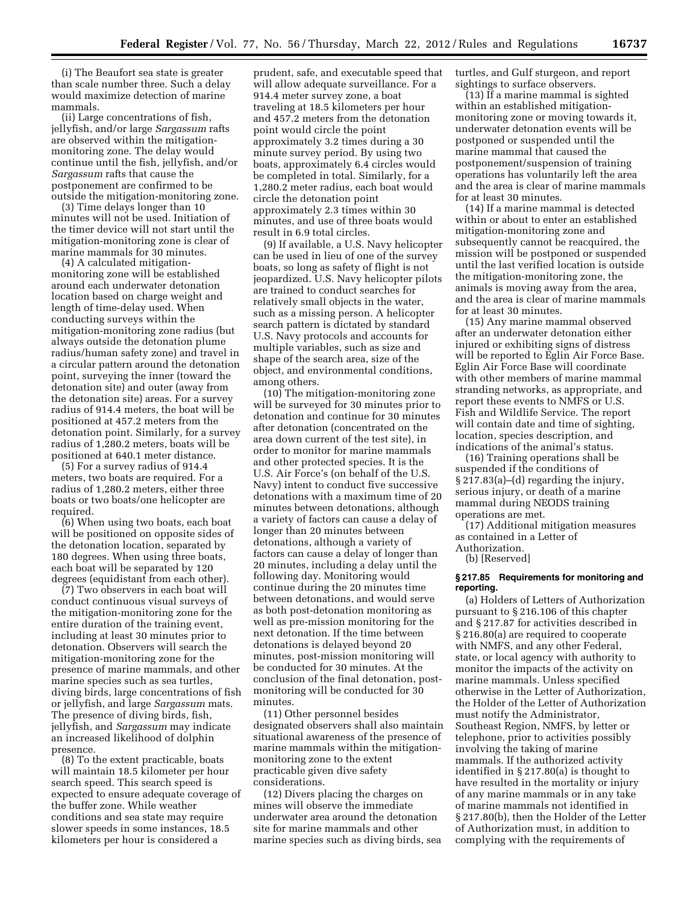(i) The Beaufort sea state is greater than scale number three. Such a delay would maximize detection of marine mammals.

(ii) Large concentrations of fish, jellyfish, and/or large *Sargassum* rafts are observed within the mitigation-monitoring zone. The delay would continue until the fish, jellyfish, and/or *Sargassum* rafts that cause the postponement are confirmed to be outside the mitigation-monitoring zone.

(3) Time delays longer than 10 minutes will not be used. Initiation of the timer device will not start until the mitigation-monitoring zone is clear of marine mammals for 30 minutes.

(4) A calculated mitigation-monitoring zone will be established around each underwater detonation location based on charge weight and length of time-delay used. When conducting surveys within the mitigation-monitoring zone radius (but always outside the detonation plume radius/human safety zone) and travel in a circular pattern around the detonation point, surveying the inner (toward the detonation site) and outer (away from the detonation site) areas. For a survey radius of 914.4 meters, the boat will be positioned at 457.2 meters from the detonation point. Similarly, for a survey radius of 1,280.2 meters, boats will be positioned at 640.1 meter distance.

(5) For a survey radius of 914.4 meters, two boats are required. For a radius of 1,280.2 meters, either three boats or two boats/one helicopter are required.

(6) When using two boats, each boat will be positioned on opposite sides of the detonation location, separated by 180 degrees. When using three boats, each boat will be separated by 120 degrees (equidistant from each other).

(7) Two observers in each boat will conduct continuous visual surveys of the mitigation-monitoring zone for the entire duration of the training event, including at least 30 minutes prior to detonation. Observers will search the mitigation-monitoring zone for the presence of marine mammals, and other marine species such as sea turtles, diving birds, large concentrations of fish or jellyfish, and large *Sargassum* mats. The presence of diving birds, fish, jellyfish, and *Sargassum* may indicate an increased likelihood of dolphin presence.

(8) To the extent practicable, boats will maintain 18.5 kilometer per hour search speed. This search speed is expected to ensure adequate coverage of the buffer zone. While weather conditions and sea state may require slower speeds in some instances, 18.5 kilometers per hour is considered a prudent, safe, and executable speed that will allow adequate surveillance. For a 914.4 meter survey zone, a boat traveling at 18.5 kilometers per hour and 457.2 meters from the detonation point would circle the point approximately 3.2 times during a 30 minute survey period. By using two boats, approximately 6.4 circles would be completed in total. Similarly, for a 1,280.2 meter radius, each boat would circle the detonation point approximately 2.3 times within 30 minutes, and use of three boats would result in 6.9 total circles.

(9) If available, a U.S. Navy helicopter can be used in lieu of one of the survey boats, so long as safety of flight is not jeopardized. U.S. Navy helicopter pilots are trained to conduct searches for relatively small objects in the water, such as a missing person. A helicopter search pattern is dictated by standard U.S. Navy protocols and accounts for multiple variables, such as size and shape of the search area, size of the object, and environmental conditions, among others.

(10) The mitigation-monitoring zone will be surveyed for 30 minutes prior to detonation and continue for 30 minutes after detonation (concentrated on the area down current of the test site), in order to monitor for marine mammals and other protected species. It is the U.S. Air Force's (on behalf of the U.S. Navy) intent to conduct five successive detonations with a maximum time of 20 minutes between detonations, although a variety of factors can cause a delay of longer than 20 minutes between detonations, although a variety of factors can cause a delay of longer than 20 minutes, including a delay until the following day. Monitoring would continue during the 20 minutes time between detonations, and would serve as both post-detonation monitoring as well as pre-mission monitoring for the next detonation. If the time between detonations is delayed beyond 20 minutes, post-mission monitoring will be conducted for 30 minutes. At the conclusion of the final detonation, post-monitoring will be conducted for 30 minutes.

(11) Other personnel besides designated observers shall also maintain situational awareness of the presence of marine mammals within the mitigation-monitoring zone to the extent practicable given dive safety considerations.

(12) Divers placing the charges on mines will observe the immediate underwater area around the detonation site for marine mammals and other marine species such as diving birds, sea turtles, and Gulf sturgeon, and report sightings to surface observers.

(13) If a marine mammal is sighted within an established mitigation-monitoring zone or moving towards it, underwater detonation events will be postponed or suspended until the marine mammal that caused the postponement/suspension of training operations has voluntarily left the area and the area is clear of marine mammals for at least 30 minutes.

(14) If a marine mammal is detected within or about to enter an established mitigation-monitoring zone and subsequently cannot be reacquired, the mission will be postponed or suspended until the last verified location is outside the mitigation-monitoring zone, the animals is moving away from the area, and the area is clear of marine mammals for at least 30 minutes.

(15) Any marine mammal observed after an underwater detonation either injured or exhibiting signs of distress will be reported to Eglin Air Force Base. Eglin Air Force Base will coordinate with other members of marine mammal stranding networks, as appropriate, and report these events to NMFS or U.S. Fish and Wildlife Service. The report will contain date and time of sighting, location, species description, and indications of the animal's status.

(16) Training operations shall be suspended if the conditions of § 217.83(a)–(d) regarding the injury, serious injury, or death of a marine mammal during NEODS training operations are met.

(17) Additional mitigation measures as contained in a Letter of Authorization.

(b) [Reserved]

### § 217.85 Requirements for monitoring and reporting.

(a) Holders of Letters of Authorization pursuant to § 216.106 of this chapter and § 217.87 for activities described in § 216.80(a) are required to cooperate with NMFS, and any other Federal, state, or local agency with authority to monitor the impacts of the activity on marine mammals. Unless specified otherwise in the Letter of Authorization, the Holder of the Letter of Authorization must notify the Administrator, Southeast Region, NMFS, by letter or telephone, prior to activities possibly involving the taking of marine mammals. If the authorized activity identified in § 217.80(a) is thought to have resulted in the mortality or injury of any marine mammals or in any take of marine mammals not identified in § 217.80(b), then the Holder of the Letter of Authorization must, in addition to complying with the requirements of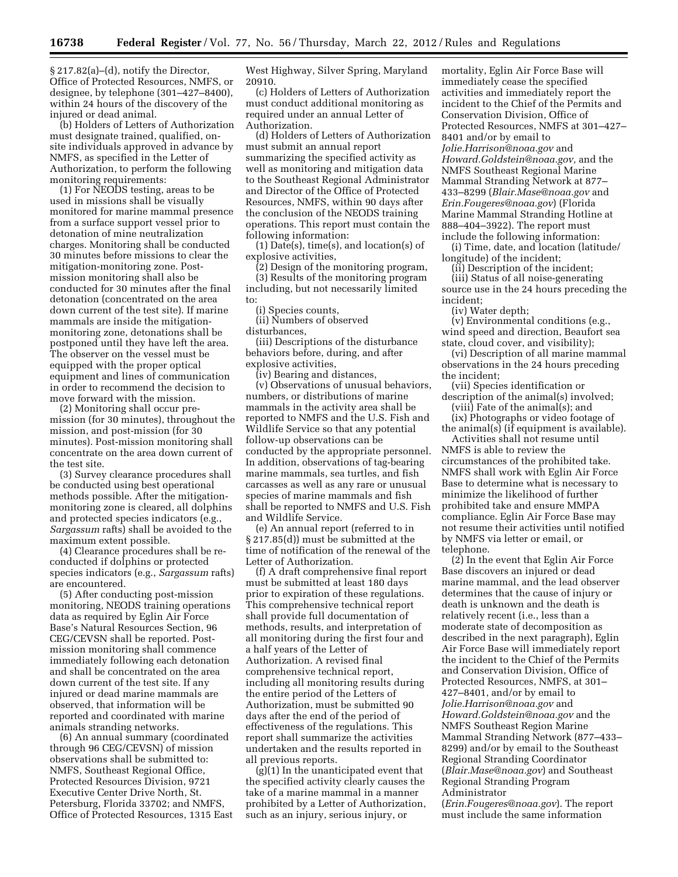§ 217.82(a)–(d), notify the Director, Office of Protected Resources, NMFS, or designee, by telephone (301–427–8400), within 24 hours of the discovery of the injured or dead animal.

(b) Holders of Letters of Authorization must designate trained, qualified, on-site individuals approved in advance by NMFS, as specified in the Letter of Authorization, to perform the following monitoring requirements:

(1) For NEODS testing, areas to be used in missions shall be visually monitored for marine mammal presence from a surface support vessel prior to detonation of mine neutralization charges. Monitoring shall be conducted 30 minutes before missions to clear the mitigation-monitoring zone. Post-mission monitoring shall also be conducted for 30 minutes after the final detonation (concentrated on the area down current of the test site). If marine mammals are inside the mitigation-monitoring zone, detonations shall be postponed until they have left the area. The observer on the vessel must be equipped with the proper optical equipment and lines of communication in order to recommend the decision to move forward with the mission.

(2) Monitoring shall occur pre-mission (for 30 minutes), throughout the mission, and post-mission (for 30 minutes). Post-mission monitoring shall concentrate on the area down current of the test site.

(3) Survey clearance procedures shall be conducted using best operational methods possible. After the mitigation-monitoring zone is cleared, all dolphins and protected species indicators (e.g., *Sargassum* rafts) shall be avoided to the maximum extent possible.

(4) Clearance procedures shall be re-conducted if dolphins or protected species indicators (e.g., *Sargassum* rafts) are encountered.

(5) After conducting post-mission monitoring, NEODS training operations data as required by Eglin Air Force Base's Natural Resources Section, 96 CEG/CEVSN shall be reported. Post-mission monitoring shall commence immediately following each detonation and shall be concentrated on the area down current of the test site. If any injured or dead marine mammals are observed, that information will be reported and coordinated with marine animals stranding networks.

(6) An annual summary (coordinated through 96 CEG/CEVSN) of mission observations shall be submitted to: NMFS, Southeast Regional Office, Protected Resources Division, 9721 Executive Center Drive North, St. Petersburg, Florida 33702; and NMFS, Office of Protected Resources, 1315 East West Highway, Silver Spring, Maryland 20910.

(c) Holders of Letters of Authorization must conduct additional monitoring as required under an annual Letter of Authorization.

(d) Holders of Letters of Authorization must submit an annual report summarizing the specified activity as well as monitoring and mitigation data to the Southeast Regional Administrator and Director of the Office of Protected Resources, NMFS, within 90 days after the conclusion of the NEODS training operations. This report must contain the following information:

(1) Date(s), time(s), and location(s) of explosive activities,

(2) Design of the monitoring program,

(3) Results of the monitoring program including, but not necessarily limited to:

(i) Species counts,

(ii) Numbers of observed disturbances,

(iii) Descriptions of the disturbance behaviors before, during, and after explosive activities,

(iv) Bearing and distances,

(v) Observations of unusual behaviors, numbers, or distributions of marine mammals in the activity area shall be reported to NMFS and the U.S. Fish and Wildlife Service so that any potential follow-up observations can be conducted by the appropriate personnel. In addition, observations of tag-bearing marine mammals, sea turtles, and fish carcasses as well as any rare or unusual species of marine mammals and fish shall be reported to NMFS and U.S. Fish and Wildlife Service.

(e) An annual report (referred to in § 217.85(d)) must be submitted at the time of notification of the renewal of the Letter of Authorization.

(f) A draft comprehensive final report must be submitted at least 180 days prior to expiration of these regulations. This comprehensive technical report shall provide full documentation of methods, results, and interpretation of all monitoring during the first four and a half years of the Letter of Authorization. A revised final comprehensive technical report, including all monitoring results during the entire period of the Letters of Authorization, must be submitted 90 days after the end of the period of effectiveness of the regulations. This report shall summarize the activities undertaken and the results reported in all previous reports.

(g)(1) In the unanticipated event that the specified activity clearly causes the take of a marine mammal in a manner prohibited by a Letter of Authorization, such as an injury, serious injury, or mortality, Eglin Air Force Base will immediately cease the specified activities and immediately report the incident to the Chief of the Permits and Conservation Division, Office of Protected Resources, NMFS at 301–427–8401 and/or by email to *Jolie.Harrison@noaa.gov* and *Howard.Goldstein@noaa.gov,* and the NMFS Southeast Regional Marine Mammal Stranding Network at 877–433–8299 (*Blair.Mase@noaa.gov* and *Erin.Fougeres@noaa.gov*) (Florida Marine Mammal Stranding Hotline at 888–404–3922). The report must include the following information:

(i) Time, date, and location (latitude/longitude) of the incident;

(ii) Description of the incident;

(iii) Status of all noise-generating source use in the 24 hours preceding the incident;

(iv) Water depth;

(v) Environmental conditions (e.g., wind speed and direction, Beaufort sea state, cloud cover, and visibility);

(vi) Description of all marine mammal observations in the 24 hours preceding the incident;

(vii) Species identification or description of the animal(s) involved;

(viii) Fate of the animal(s); and

(ix) Photographs or video footage of the animal(s) (if equipment is available).

Activities shall not resume until NMFS is able to review the circumstances of the prohibited take. NMFS shall work with Eglin Air Force Base to determine what is necessary to minimize the likelihood of further prohibited take and ensure MMPA compliance. Eglin Air Force Base may not resume their activities until notified by NMFS via letter or email, or telephone.

(2) In the event that Eglin Air Force Base discovers an injured or dead marine mammal, and the lead observer determines that the cause of injury or death is unknown and the death is relatively recent (i.e., less than a moderate state of decomposition as described in the next paragraph), Eglin Air Force Base will immediately report the incident to the Chief of the Permits and Conservation Division, Office of Protected Resources, NMFS, at 301–427–8401, and/or by email to *Jolie.Harrison@noaa.gov* and *Howard.Goldstein@noaa.gov* and the NMFS Southeast Region Marine Mammal Stranding Network (877–433–8299) and/or by email to the Southeast Regional Stranding Coordinator (*Blair.Mase@noaa.gov*) and Southeast Regional Stranding Program Administrator (*Erin.Fougeres@noaa.gov*). The report must include the same information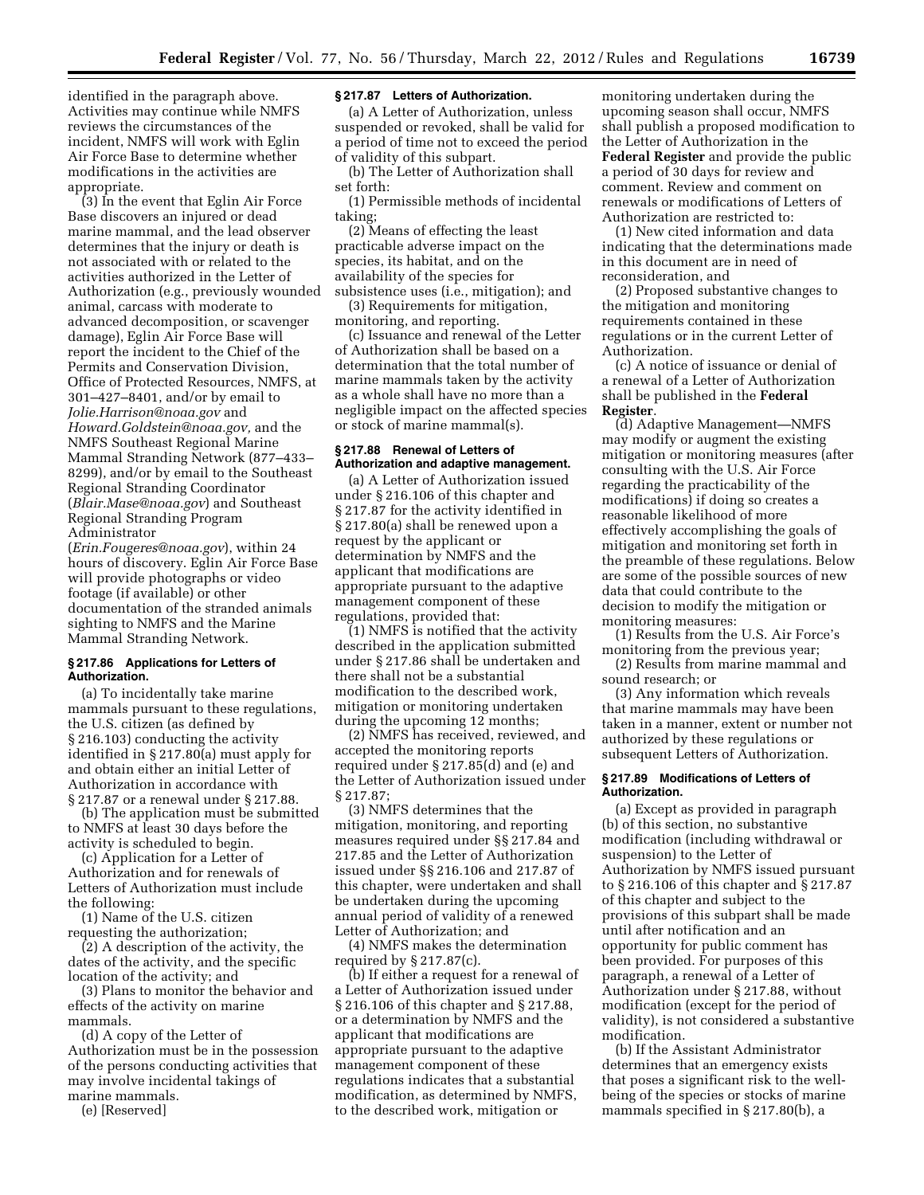identified in the paragraph above. Activities may continue while NMFS reviews the circumstances of the incident, NMFS will work with Eglin Air Force Base to determine whether modifications in the activities are appropriate.

(3) In the event that Eglin Air Force Base discovers an injured or dead marine mammal, and the lead observer determines that the injury or death is not associated with or related to the activities authorized in the Letter of Authorization (e.g., previously wounded animal, carcass with moderate to advanced decomposition, or scavenger damage), Eglin Air Force Base will report the incident to the Chief of the Permits and Conservation Division, Office of Protected Resources, NMFS, at 301–427–8401, and/or by email to *Jolie.Harrison@noaa.gov* and *Howard.Goldstein@noaa.gov,* and the NMFS Southeast Regional Marine Mammal Stranding Network (877–433–8299), and/or by email to the Southeast Regional Stranding Coordinator (*Blair.Mase@noaa.gov*) and Southeast Regional Stranding Program Administrator (*Erin.Fougeres@noaa.gov*), within 24 hours of discovery. Eglin Air Force Base will provide photographs or video footage (if available) or other documentation of the stranded animals sighting to NMFS and the Marine Mammal Stranding Network.

### § 217.86 Applications for Letters of Authorization.

(a) To incidentally take marine mammals pursuant to these regulations, the U.S. citizen (as defined by § 216.103) conducting the activity identified in § 217.80(a) must apply for and obtain either an initial Letter of Authorization in accordance with § 217.87 or a renewal under § 217.88.

(b) The application must be submitted to NMFS at least 30 days before the activity is scheduled to begin.

(c) Application for a Letter of Authorization and for renewals of Letters of Authorization must include the following:

(1) Name of the U.S. citizen requesting the authorization;

(2) A description of the activity, the dates of the activity, and the specific location of the activity; and

(3) Plans to monitor the behavior and effects of the activity on marine mammals.

(d) A copy of the Letter of Authorization must be in the possession of the persons conducting activities that may involve incidental takings of marine mammals.

(e) [Reserved]

### § 217.87 Letters of Authorization.

(a) A Letter of Authorization, unless suspended or revoked, shall be valid for a period of time not to exceed the period of validity of this subpart.

(b) The Letter of Authorization shall set forth:

(1) Permissible methods of incidental taking;

(2) Means of effecting the least practicable adverse impact on the species, its habitat, and on the availability of the species for subsistence uses (i.e., mitigation); and

(3) Requirements for mitigation, monitoring, and reporting.

(c) Issuance and renewal of the Letter of Authorization shall be based on a determination that the total number of marine mammals taken by the activity as a whole shall have no more than a negligible impact on the affected species or stock of marine mammal(s).

### § 217.88 Renewal of Letters of Authorization and adaptive management.

(a) A Letter of Authorization issued under § 216.106 of this chapter and § 217.87 for the activity identified in § 217.80(a) shall be renewed upon a request by the applicant or determination by NMFS and the applicant that modifications are appropriate pursuant to the adaptive management component of these regulations, provided that:

(1) NMFS is notified that the activity described in the application submitted under § 217.86 shall be undertaken and there shall not be a substantial modification to the described work, mitigation or monitoring undertaken during the upcoming 12 months;

(2) NMFS has received, reviewed, and accepted the monitoring reports required under § 217.85(d) and (e) and the Letter of Authorization issued under § 217.87;

(3) NMFS determines that the mitigation, monitoring, and reporting measures required under §§ 217.84 and 217.85 and the Letter of Authorization issued under §§ 216.106 and 217.87 of this chapter, were undertaken and shall be undertaken during the upcoming annual period of validity of a renewed Letter of Authorization; and

(4) NMFS makes the determination required by § 217.87(c).

(b) If either a request for a renewal of a Letter of Authorization issued under § 216.106 of this chapter and § 217.88, or a determination by NMFS and the applicant that modifications are appropriate pursuant to the adaptive management component of these regulations indicates that a substantial modification, as determined by NMFS, to the described work, mitigation or monitoring undertaken during the upcoming season shall occur, NMFS shall publish a proposed modification to the Letter of Authorization in the **Federal Register** and provide the public a period of 30 days for review and comment. Review and comment on renewals or modifications of Letters of Authorization are restricted to:

(1) New cited information and data indicating that the determinations made in this document are in need of reconsideration, and

(2) Proposed substantive changes to the mitigation and monitoring requirements contained in these regulations or in the current Letter of Authorization.

(c) A notice of issuance or denial of a renewal of a Letter of Authorization shall be published in the **Federal Register**.

(d) Adaptive Management—NMFS may modify or augment the existing mitigation or monitoring measures (after consulting with the U.S. Air Force regarding the practicability of the modifications) if doing so creates a reasonable likelihood of more effectively accomplishing the goals of mitigation and monitoring set forth in the preamble of these regulations. Below are some of the possible sources of new data that could contribute to the decision to modify the mitigation or monitoring measures:

(1) Results from the U.S. Air Force's monitoring from the previous year;

(2) Results from marine mammal and sound research; or

(3) Any information which reveals that marine mammals may have been taken in a manner, extent or number not authorized by these regulations or subsequent Letters of Authorization.

### § 217.89 Modifications of Letters of Authorization.

(a) Except as provided in paragraph (b) of this section, no substantive modification (including withdrawal or suspension) to the Letter of Authorization by NMFS issued pursuant to § 216.106 of this chapter and § 217.87 of this chapter and subject to the provisions of this subpart shall be made until after notification and an opportunity for public comment has been provided. For purposes of this paragraph, a renewal of a Letter of Authorization under § 217.88, without modification (except for the period of validity), is not considered a substantive modification.

(b) If the Assistant Administrator determines that an emergency exists that poses a significant risk to the well-being of the species or stocks of marine mammals specified in § 217.80(b), a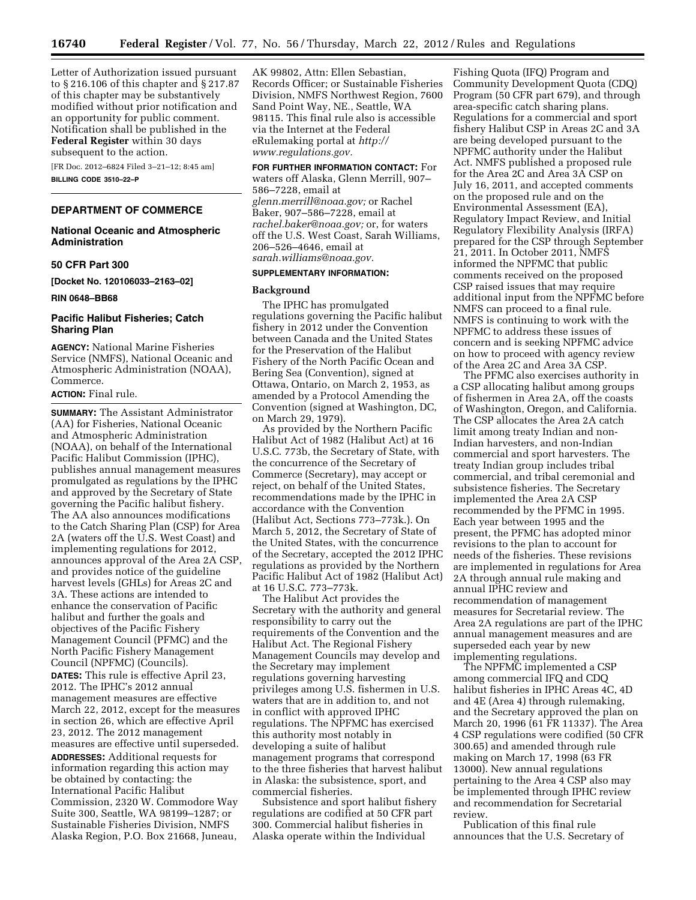Letter of Authorization issued pursuant to § 216.106 of this chapter and § 217.87 of this chapter may be substantively modified without prior notification and an opportunity for public comment. Notification shall be published in the **Federal Register** within 30 days subsequent to the action.

[FR Doc. 2012–6824 Filed 3–21–12; 8:45 am]

**BILLING CODE 3510–22–P**

---

## DEPARTMENT OF COMMERCE

### National Oceanic and Atmospheric Administration

### 50 CFR Part 300

**[Docket No. 120106033–2163–02]**

**RIN 0648–BB68**

### Pacific Halibut Fisheries; Catch Sharing Plan

**AGENCY:** National Marine Fisheries Service (NMFS), National Oceanic and Atmospheric Administration (NOAA), Commerce.

**ACTION:** Final rule.

**SUMMARY:** The Assistant Administrator (AA) for Fisheries, National Oceanic and Atmospheric Administration (NOAA), on behalf of the International Pacific Halibut Commission (IPHC), publishes annual management measures promulgated as regulations by the IPHC and approved by the Secretary of State governing the Pacific halibut fishery. The AA also announces modifications to the Catch Sharing Plan (CSP) for Area 2A (waters off the U.S. West Coast) and implementing regulations for 2012, announces approval of the Area 2A CSP, and provides notice of the guideline harvest levels (GHLs) for Areas 2C and 3A. These actions are intended to enhance the conservation of Pacific halibut and further the goals and objectives of the Pacific Fishery Management Council (PFMC) and the North Pacific Fishery Management Council (NPFMC) (Councils).

**DATES:** This rule is effective April 23, 2012. The IPHC's 2012 annual management measures are effective March 22, 2012, except for the measures in section 26, which are effective April 23, 2012. The 2012 management measures are effective until superseded.

**ADDRESSES:** Additional requests for information regarding this action may be obtained by contacting: the International Pacific Halibut Commission, 2320 W. Commodore Way Suite 300, Seattle, WA 98199–1287; or Sustainable Fisheries Division, NMFS Alaska Region, P.O. Box 21668, Juneau, AK 99802, Attn: Ellen Sebastian, Records Officer; or Sustainable Fisheries Division, NMFS Northwest Region, 7600 Sand Point Way, NE., Seattle, WA 98115. This final rule also is accessible via the Internet at the Federal eRulemaking portal at *http://www.regulations.gov*.

**FOR FURTHER INFORMATION CONTACT:** For waters off Alaska, Glenn Merrill, 907–586–7228, email at *glenn.merrill@noaa.gov;* or Rachel Baker, 907–586–7228, email at *rachel.baker@noaa.gov;* or, for waters off the U.S. West Coast, Sarah Williams, 206–526–4646, email at *sarah.williams@noaa.gov*.

**SUPPLEMENTARY INFORMATION:**

#### Background

The IPHC has promulgated regulations governing the Pacific halibut fishery in 2012 under the Convention between Canada and the United States for the Preservation of the Halibut Fishery of the North Pacific Ocean and Bering Sea (Convention), signed at Ottawa, Ontario, on March 2, 1953, as amended by a Protocol Amending the Convention (signed at Washington, DC, on March 29, 1979).

As provided by the Northern Pacific Halibut Act of 1982 (Halibut Act) at 16 U.S.C. 773b, the Secretary of State, with the concurrence of the Secretary of Commerce (Secretary), may accept or reject, on behalf of the United States, recommendations made by the IPHC in accordance with the Convention (Halibut Act, Sections 773–773k.). On March 5, 2012, the Secretary of State of the United States, with the concurrence of the Secretary, accepted the 2012 IPHC regulations as provided by the Northern Pacific Halibut Act of 1982 (Halibut Act) at 16 U.S.C. 773–773k.

The Halibut Act provides the Secretary with the authority and general responsibility to carry out the requirements of the Convention and the Halibut Act. The Regional Fishery Management Councils may develop and the Secretary may implement regulations governing harvesting privileges among U.S. fishermen in U.S. waters that are in addition to, and not in conflict with approved IPHC regulations. The NPFMC has exercised this authority most notably in developing a suite of halibut management programs that correspond to the three fisheries that harvest halibut in Alaska: the subsistence, sport, and commercial fisheries.

Subsistence and sport halibut fishery regulations are codified at 50 CFR part 300. Commercial halibut fisheries in Alaska operate within the Individual Fishing Quota (IFQ) Program and Community Development Quota (CDQ) Program (50 CFR part 679), and through area-specific catch sharing plans. Regulations for a commercial and sport fishery Halibut CSP in Areas 2C and 3A are being developed pursuant to the NPFMC authority under the Halibut Act. NMFS published a proposed rule for the Area 2C and Area 3A CSP on July 16, 2011, and accepted comments on the proposed rule and on the Environmental Assessment (EA), Regulatory Impact Review, and Initial Regulatory Flexibility Analysis (IRFA) prepared for the CSP through September 21, 2011. In October 2011, NMFS informed the NPFMC that public comments received on the proposed CSP raised issues that may require additional input from the NPFMC before NMFS can proceed to a final rule. NMFS is continuing to work with the NPFMC to address these issues of concern and is seeking NPFMC advice on how to proceed with agency review of the Area 2C and Area 3A CSP.

The PFMC also exercises authority in a CSP allocating halibut among groups of fishermen in Area 2A, off the coasts of Washington, Oregon, and California. The CSP allocates the Area 2A catch limit among treaty Indian and non-Indian harvesters, and non-Indian commercial and sport harvesters. The treaty Indian group includes tribal commercial, and tribal ceremonial and subsistence fisheries. The Secretary implemented the Area 2A CSP recommended by the PFMC in 1995. Each year between 1995 and the present, the PFMC has adopted minor revisions to the plan to account for needs of the fisheries. These revisions are implemented in regulations for Area 2A through annual rule making and annual IPHC review and recommendation of management measures for Secretarial review. The Area 2A regulations are part of the IPHC annual management measures and are superseded each year by new implementing regulations.

The NPFMC implemented a CSP among commercial IFQ and CDQ halibut fisheries in IPHC Areas 4C, 4D and 4E (Area 4) through rulemaking, and the Secretary approved the plan on March 20, 1996 (61 FR 11337). The Area 4 CSP regulations were codified (50 CFR 300.65) and amended through rule making on March 17, 1998 (63 FR 13000). New annual regulations pertaining to the Area 4 CSP also may be implemented through IPHC review and recommendation for Secretarial review.

Publication of this final rule announces that the U.S. Secretary of